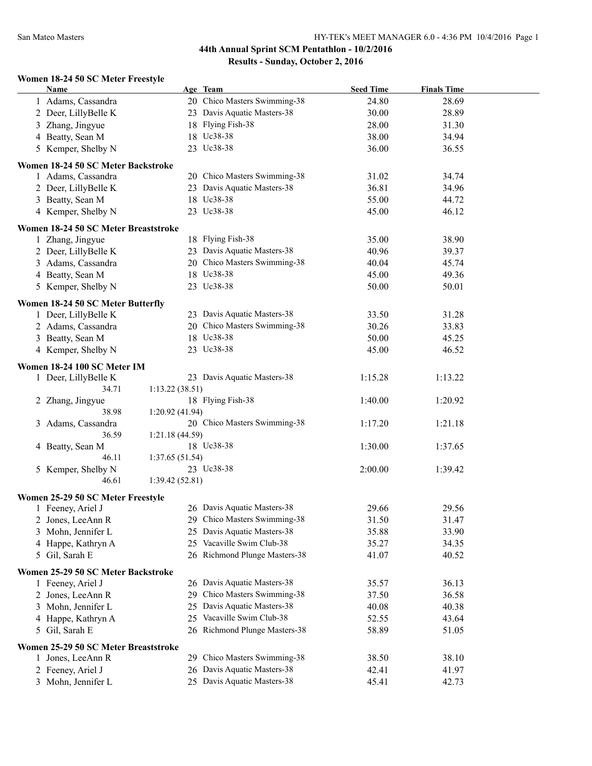# 44th Annual Sprint SCM Pentathlon - 10/2/2016

## Results - Sunday, October 2, 2016

### Women 18-24 50 SC Meter Freestyle

| | Name | Age | Team | Seed Time | Finals Time |
|---|---|---|---|---|---|
| 1 | Adams, Cassandra | 20 | Chico Masters Swimming-38 | 24.80 | 28.69 |
| 2 | Deer, LillyBelle K | 23 | Davis Aquatic Masters-38 | 30.00 | 28.89 |
| 3 | Zhang, Jingyue | 18 | Flying Fish-38 | 28.00 | 31.30 |
| 4 | Beatty, Sean M | 18 | Uc38-38 | 38.00 | 34.94 |
| 5 | Kemper, Shelby N | 23 | Uc38-38 | 36.00 | 36.55 |

### Women 18-24 50 SC Meter Backstroke

| | Name | Age | Team | Seed Time | Finals Time |
|---|---|---|---|---|---|
| 1 | Adams, Cassandra | 20 | Chico Masters Swimming-38 | 31.02 | 34.74 |
| 2 | Deer, LillyBelle K | 23 | Davis Aquatic Masters-38 | 36.81 | 34.96 |
| 3 | Beatty, Sean M | 18 | Uc38-38 | 55.00 | 44.72 |
| 4 | Kemper, Shelby N | 23 | Uc38-38 | 45.00 | 46.12 |

### Women 18-24 50 SC Meter Breaststroke

| | Name | Age | Team | Seed Time | Finals Time |
|---|---|---|---|---|---|
| 1 | Zhang, Jingyue | 18 | Flying Fish-38 | 35.00 | 38.90 |
| 2 | Deer, LillyBelle K | 23 | Davis Aquatic Masters-38 | 40.96 | 39.37 |
| 3 | Adams, Cassandra | 20 | Chico Masters Swimming-38 | 40.04 | 45.74 |
| 4 | Beatty, Sean M | 18 | Uc38-38 | 45.00 | 49.36 |
| 5 | Kemper, Shelby N | 23 | Uc38-38 | 50.00 | 50.01 |

### Women 18-24 50 SC Meter Butterfly

| | Name | Age | Team | Seed Time | Finals Time |
|---|---|---|---|---|---|
| 1 | Deer, LillyBelle K | 23 | Davis Aquatic Masters-38 | 33.50 | 31.28 |
| 2 | Adams, Cassandra | 20 | Chico Masters Swimming-38 | 30.26 | 33.83 |
| 3 | Beatty, Sean M | 18 | Uc38-38 | 50.00 | 45.25 |
| 4 | Kemper, Shelby N | 23 | Uc38-38 | 45.00 | 46.52 |

### Women 18-24 100 SC Meter IM

| | Name | Age | Team | Seed Time | Finals Time |
|---|---|---|---|---|---|
| 1 | Deer, LillyBelle K | 23 | Davis Aquatic Masters-38 | 1:15.28 | 1:13.22 |
| | 34.71 &nbsp; 1:13.22 (38.51) | | | | |
| 2 | Zhang, Jingyue | 18 | Flying Fish-38 | 1:40.00 | 1:20.92 |
| | 38.98 &nbsp; 1:20.92 (41.94) | | | | |
| 3 | Adams, Cassandra | 20 | Chico Masters Swimming-38 | 1:17.20 | 1:21.18 |
| | 36.59 &nbsp; 1:21.18 (44.59) | | | | |
| 4 | Beatty, Sean M | 18 | Uc38-38 | 1:30.00 | 1:37.65 |
| | 46.11 &nbsp; 1:37.65 (51.54) | | | | |
| 5 | Kemper, Shelby N | 23 | Uc38-38 | 2:00.00 | 1:39.42 |
| | 46.61 &nbsp; 1:39.42 (52.81) | | | | |

### Women 25-29 50 SC Meter Freestyle

| | Name | Age | Team | Seed Time | Finals Time |
|---|---|---|---|---|---|
| 1 | Feeney, Ariel J | 26 | Davis Aquatic Masters-38 | 29.66 | 29.56 |
| 2 | Jones, LeeAnn R | 29 | Chico Masters Swimming-38 | 31.50 | 31.47 |
| 3 | Mohn, Jennifer L | 25 | Davis Aquatic Masters-38 | 35.88 | 33.90 |
| 4 | Happe, Kathryn A | 25 | Vacaville Swim Club-38 | 35.27 | 34.35 |
| 5 | Gil, Sarah E | 26 | Richmond Plunge Masters-38 | 41.07 | 40.52 |

### Women 25-29 50 SC Meter Backstroke

| | Name | Age | Team | Seed Time | Finals Time |
|---|---|---|---|---|---|
| 1 | Feeney, Ariel J | 26 | Davis Aquatic Masters-38 | 35.57 | 36.13 |
| 2 | Jones, LeeAnn R | 29 | Chico Masters Swimming-38 | 37.50 | 36.58 |
| 3 | Mohn, Jennifer L | 25 | Davis Aquatic Masters-38 | 40.08 | 40.38 |
| 4 | Happe, Kathryn A | 25 | Vacaville Swim Club-38 | 52.55 | 43.64 |
| 5 | Gil, Sarah E | 26 | Richmond Plunge Masters-38 | 58.89 | 51.05 |

### Women 25-29 50 SC Meter Breaststroke

| | Name | Age | Team | Seed Time | Finals Time |
|---|---|---|---|---|---|
| 1 | Jones, LeeAnn R | 29 | Chico Masters Swimming-38 | 38.50 | 38.10 |
| 2 | Feeney, Ariel J | 26 | Davis Aquatic Masters-38 | 42.41 | 41.97 |
| 3 | Mohn, Jennifer L | 25 | Davis Aquatic Masters-38 | 45.41 | 42.73 |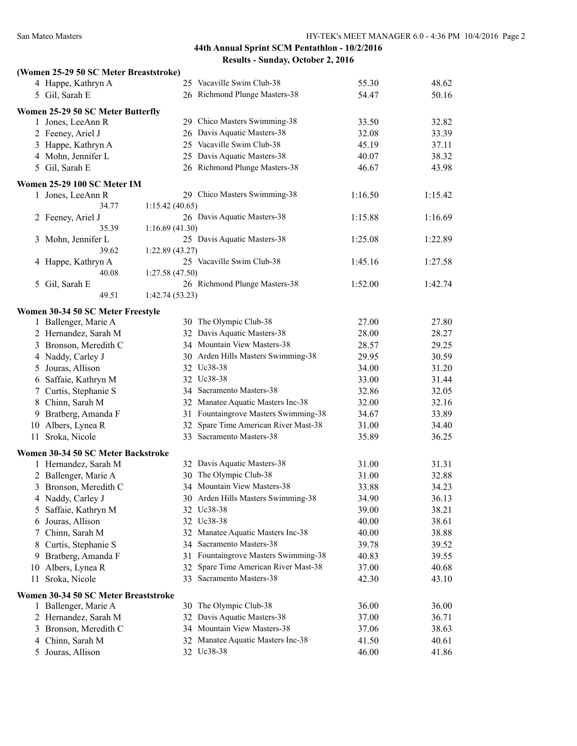## 44th Annual Sprint SCM Pentathlon - 10/2/2016

### Results - Sunday, October 2, 2016

**(Women 25-29 50 SC Meter Breaststroke)**

| | Name | Age | Team | Seed Time | Finals Time |
|---|---|---|---|---|---|
| 4 | Happe, Kathryn A | 25 | Vacaville Swim Club-38 | 55.30 | 48.62 |
| 5 | Gil, Sarah E | 26 | Richmond Plunge Masters-38 | 54.47 | 50.16 |

**Women 25-29 50 SC Meter Butterfly**

| | Name | Age | Team | Seed Time | Finals Time |
|---|---|---|---|---|---|
| 1 | Jones, LeeAnn R | 29 | Chico Masters Swimming-38 | 33.50 | 32.82 |
| 2 | Feeney, Ariel J | 26 | Davis Aquatic Masters-38 | 32.08 | 33.39 |
| 3 | Happe, Kathryn A | 25 | Vacaville Swim Club-38 | 45.19 | 37.11 |
| 4 | Mohn, Jennifer L | 25 | Davis Aquatic Masters-38 | 40.07 | 38.32 |
| 5 | Gil, Sarah E | 26 | Richmond Plunge Masters-38 | 46.67 | 43.98 |

**Women 25-29 100 SC Meter IM**

| | Name | Age | Team | Seed Time | Finals Time |
|---|---|---|---|---|---|
| 1 | Jones, LeeAnn R | 29 | Chico Masters Swimming-38 | 1:16.50 | 1:15.42 |
| | 34.77 | 1:15.42 (40.65) | | | |
| 2 | Feeney, Ariel J | 26 | Davis Aquatic Masters-38 | 1:15.88 | 1:16.69 |
| | 35.39 | 1:16.69 (41.30) | | | |
| 3 | Mohn, Jennifer L | 25 | Davis Aquatic Masters-38 | 1:25.08 | 1:22.89 |
| | 39.62 | 1:22.89 (43.27) | | | |
| 4 | Happe, Kathryn A | 25 | Vacaville Swim Club-38 | 1:45.16 | 1:27.58 |
| | 40.08 | 1:27.58 (47.50) | | | |
| 5 | Gil, Sarah E | 26 | Richmond Plunge Masters-38 | 1:52.00 | 1:42.74 |
| | 49.51 | 1:42.74 (53.23) | | | |

**Women 30-34 50 SC Meter Freestyle**

| | Name | Age | Team | Seed Time | Finals Time |
|---|---|---|---|---|---|
| 1 | Ballenger, Marie A | 30 | The Olympic Club-38 | 27.00 | 27.80 |
| 2 | Hernandez, Sarah M | 32 | Davis Aquatic Masters-38 | 28.00 | 28.27 |
| 3 | Bronson, Meredith C | 34 | Mountain View Masters-38 | 28.57 | 29.25 |
| 4 | Naddy, Carley J | 30 | Arden Hills Masters Swimming-38 | 29.95 | 30.59 |
| 5 | Jouras, Allison | 32 | Uc38-38 | 34.00 | 31.20 |
| 6 | Saffaie, Kathryn M | 32 | Uc38-38 | 33.00 | 31.44 |
| 7 | Curtis, Stephanie S | 34 | Sacramento Masters-38 | 32.86 | 32.05 |
| 8 | Chinn, Sarah M | 32 | Manatee Aquatic Masters Inc-38 | 32.00 | 32.16 |
| 9 | Bratberg, Amanda F | 31 | Fountaingrove Masters Swimming-38 | 34.67 | 33.89 |
| 10 | Albers, Lynea R | 32 | Spare Time American River Mast-38 | 31.00 | 34.40 |
| 11 | Sroka, Nicole | 33 | Sacramento Masters-38 | 35.89 | 36.25 |

**Women 30-34 50 SC Meter Backstroke**

| | Name | Age | Team | Seed Time | Finals Time |
|---|---|---|---|---|---|
| 1 | Hernandez, Sarah M | 32 | Davis Aquatic Masters-38 | 31.00 | 31.31 |
| 2 | Ballenger, Marie A | 30 | The Olympic Club-38 | 31.00 | 32.88 |
| 3 | Bronson, Meredith C | 34 | Mountain View Masters-38 | 33.88 | 34.23 |
| 4 | Naddy, Carley J | 30 | Arden Hills Masters Swimming-38 | 34.90 | 36.13 |
| 5 | Saffaie, Kathryn M | 32 | Uc38-38 | 39.00 | 38.21 |
| 6 | Jouras, Allison | 32 | Uc38-38 | 40.00 | 38.61 |
| 7 | Chinn, Sarah M | 32 | Manatee Aquatic Masters Inc-38 | 40.00 | 38.88 |
| 8 | Curtis, Stephanie S | 34 | Sacramento Masters-38 | 39.78 | 39.52 |
| 9 | Bratberg, Amanda F | 31 | Fountaingrove Masters Swimming-38 | 40.83 | 39.55 |
| 10 | Albers, Lynea R | 32 | Spare Time American River Mast-38 | 37.00 | 40.68 |
| 11 | Sroka, Nicole | 33 | Sacramento Masters-38 | 42.30 | 43.10 |

**Women 30-34 50 SC Meter Breaststroke**

| | Name | Age | Team | Seed Time | Finals Time |
|---|---|---|---|---|---|
| 1 | Ballenger, Marie A | 30 | The Olympic Club-38 | 36.00 | 36.00 |
| 2 | Hernandez, Sarah M | 32 | Davis Aquatic Masters-38 | 37.00 | 36.71 |
| 3 | Bronson, Meredith C | 34 | Mountain View Masters-38 | 37.06 | 38.63 |
| 4 | Chinn, Sarah M | 32 | Manatee Aquatic Masters Inc-38 | 41.50 | 40.61 |
| 5 | Jouras, Allison | 32 | Uc38-38 | 46.00 | 41.86 |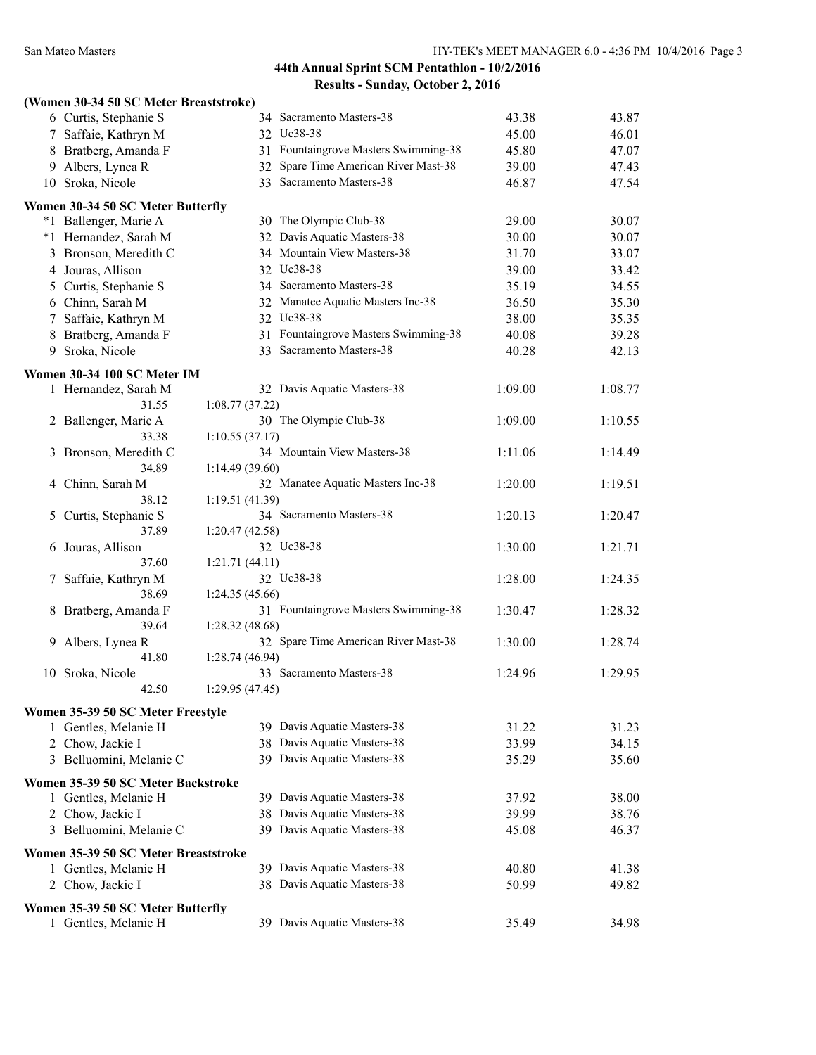## 44th Annual Sprint SCM Pentathlon - 10/2/2016

### Results - Sunday, October 2, 2016

**(Women 30-34 50 SC Meter Breaststroke)**

| Place | Name | Age | Team | Seed Time | Finals Time |
|---|---|---|---|---|---|
| 6 | Curtis, Stephanie S | 34 | Sacramento Masters-38 | 43.38 | 43.87 |
| 7 | Saffaie, Kathryn M | 32 | Uc38-38 | 45.00 | 46.01 |
| 8 | Bratberg, Amanda F | 31 | Fountaingrove Masters Swimming-38 | 45.80 | 47.07 |
| 9 | Albers, Lynea R | 32 | Spare Time American River Mast-38 | 39.00 | 47.43 |
| 10 | Sroka, Nicole | 33 | Sacramento Masters-38 | 46.87 | 47.54 |

**Women 30-34 50 SC Meter Butterfly**

| Place | Name | Age | Team | Seed Time | Finals Time |
|---|---|---|---|---|---|
| *1 | Ballenger, Marie A | 30 | The Olympic Club-38 | 29.00 | 30.07 |
| *1 | Hernandez, Sarah M | 32 | Davis Aquatic Masters-38 | 30.00 | 30.07 |
| 3 | Bronson, Meredith C | 34 | Mountain View Masters-38 | 31.70 | 33.07 |
| 4 | Jouras, Allison | 32 | Uc38-38 | 39.00 | 33.42 |
| 5 | Curtis, Stephanie S | 34 | Sacramento Masters-38 | 35.19 | 34.55 |
| 6 | Chinn, Sarah M | 32 | Manatee Aquatic Masters Inc-38 | 36.50 | 35.30 |
| 7 | Saffaie, Kathryn M | 32 | Uc38-38 | 38.00 | 35.35 |
| 8 | Bratberg, Amanda F | 31 | Fountaingrove Masters Swimming-38 | 40.08 | 39.28 |
| 9 | Sroka, Nicole | 33 | Sacramento Masters-38 | 40.28 | 42.13 |

**Women 30-34 100 SC Meter IM**

| Place | Name | Age | Team | Seed Time | Finals Time |
|---|---|---|---|---|---|
| 1 | Hernandez, Sarah M | 32 | Davis Aquatic Masters-38 | 1:09.00 | 1:08.77 |
| | 31.55 | 1:08.77 (37.22) | | | |
| 2 | Ballenger, Marie A | 30 | The Olympic Club-38 | 1:09.00 | 1:10.55 |
| | 33.38 | 1:10.55 (37.17) | | | |
| 3 | Bronson, Meredith C | 34 | Mountain View Masters-38 | 1:11.06 | 1:14.49 |
| | 34.89 | 1:14.49 (39.60) | | | |
| 4 | Chinn, Sarah M | 32 | Manatee Aquatic Masters Inc-38 | 1:20.00 | 1:19.51 |
| | 38.12 | 1:19.51 (41.39) | | | |
| 5 | Curtis, Stephanie S | 34 | Sacramento Masters-38 | 1:20.13 | 1:20.47 |
| | 37.89 | 1:20.47 (42.58) | | | |
| 6 | Jouras, Allison | 32 | Uc38-38 | 1:30.00 | 1:21.71 |
| | 37.60 | 1:21.71 (44.11) | | | |
| 7 | Saffaie, Kathryn M | 32 | Uc38-38 | 1:28.00 | 1:24.35 |
| | 38.69 | 1:24.35 (45.66) | | | |
| 8 | Bratberg, Amanda F | 31 | Fountaingrove Masters Swimming-38 | 1:30.47 | 1:28.32 |
| | 39.64 | 1:28.32 (48.68) | | | |
| 9 | Albers, Lynea R | 32 | Spare Time American River Mast-38 | 1:30.00 | 1:28.74 |
| | 41.80 | 1:28.74 (46.94) | | | |
| 10 | Sroka, Nicole | 33 | Sacramento Masters-38 | 1:24.96 | 1:29.95 |
| | 42.50 | 1:29.95 (47.45) | | | |

**Women 35-39 50 SC Meter Freestyle**

| Place | Name | Age | Team | Seed Time | Finals Time |
|---|---|---|---|---|---|
| 1 | Gentles, Melanie H | 39 | Davis Aquatic Masters-38 | 31.22 | 31.23 |
| 2 | Chow, Jackie I | 38 | Davis Aquatic Masters-38 | 33.99 | 34.15 |
| 3 | Belluomini, Melanie C | 39 | Davis Aquatic Masters-38 | 35.29 | 35.60 |

**Women 35-39 50 SC Meter Backstroke**

| Place | Name | Age | Team | Seed Time | Finals Time |
|---|---|---|---|---|---|
| 1 | Gentles, Melanie H | 39 | Davis Aquatic Masters-38 | 37.92 | 38.00 |
| 2 | Chow, Jackie I | 38 | Davis Aquatic Masters-38 | 39.99 | 38.76 |
| 3 | Belluomini, Melanie C | 39 | Davis Aquatic Masters-38 | 45.08 | 46.37 |

**Women 35-39 50 SC Meter Breaststroke**

| Place | Name | Age | Team | Seed Time | Finals Time |
|---|---|---|---|---|---|
| 1 | Gentles, Melanie H | 39 | Davis Aquatic Masters-38 | 40.80 | 41.38 |
| 2 | Chow, Jackie I | 38 | Davis Aquatic Masters-38 | 50.99 | 49.82 |

**Women 35-39 50 SC Meter Butterfly**

| Place | Name | Age | Team | Seed Time | Finals Time |
|---|---|---|---|---|---|
| 1 | Gentles, Melanie H | 39 | Davis Aquatic Masters-38 | 35.49 | 34.98 |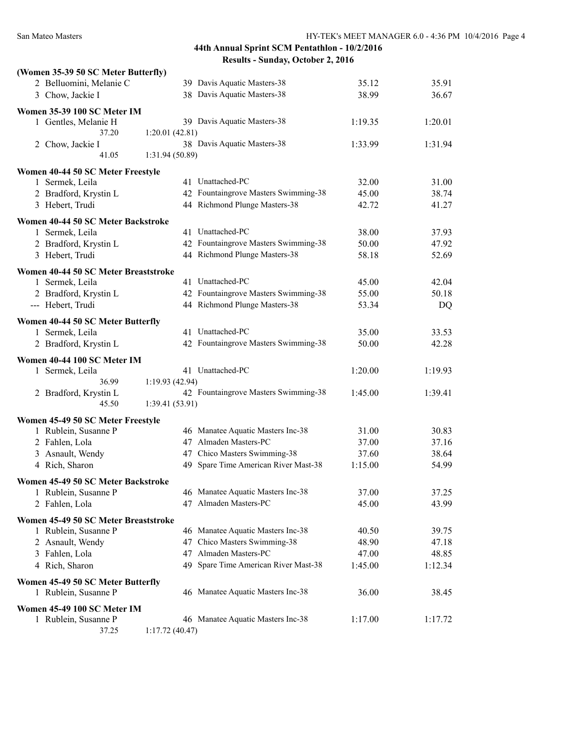## 44th Annual Sprint SCM Pentathlon - 10/2/2016

### Results - Sunday, October 2, 2016

**(Women 35-39 50 SC Meter Butterfly)**

| Place | Name | Age | Team | Seed Time | Finals Time |
|---|---|---|---|---|---|
| 2 | Belluomini, Melanie C | 39 | Davis Aquatic Masters-38 | 35.12 | 35.91 |
| 3 | Chow, Jackie I | 38 | Davis Aquatic Masters-38 | 38.99 | 36.67 |

**Women 35-39 100 SC Meter IM**

| Place | Name | Age | Team | Seed Time | Finals Time |
|---|---|---|---|---|---|
| 1 | Gentles, Melanie H | 39 | Davis Aquatic Masters-38 | 1:19.35 | 1:20.01 |
| | 37.20 | 1:20.01 (42.81) | | | |
| 2 | Chow, Jackie I | 38 | Davis Aquatic Masters-38 | 1:33.99 | 1:31.94 |
| | 41.05 | 1:31.94 (50.89) | | | |

**Women 40-44 50 SC Meter Freestyle**

| Place | Name | Age | Team | Seed Time | Finals Time |
|---|---|---|---|---|---|
| 1 | Sermek, Leila | 41 | Unattached-PC | 32.00 | 31.00 |
| 2 | Bradford, Krystin L | 42 | Fountaingrove Masters Swimming-38 | 45.00 | 38.74 |
| 3 | Hebert, Trudi | 44 | Richmond Plunge Masters-38 | 42.72 | 41.27 |

**Women 40-44 50 SC Meter Backstroke**

| Place | Name | Age | Team | Seed Time | Finals Time |
|---|---|---|---|---|---|
| 1 | Sermek, Leila | 41 | Unattached-PC | 38.00 | 37.93 |
| 2 | Bradford, Krystin L | 42 | Fountaingrove Masters Swimming-38 | 50.00 | 47.92 |
| 3 | Hebert, Trudi | 44 | Richmond Plunge Masters-38 | 58.18 | 52.69 |

**Women 40-44 50 SC Meter Breaststroke**

| Place | Name | Age | Team | Seed Time | Finals Time |
|---|---|---|---|---|---|
| 1 | Sermek, Leila | 41 | Unattached-PC | 45.00 | 42.04 |
| 2 | Bradford, Krystin L | 42 | Fountaingrove Masters Swimming-38 | 55.00 | 50.18 |
| --- | Hebert, Trudi | 44 | Richmond Plunge Masters-38 | 53.34 | DQ |

**Women 40-44 50 SC Meter Butterfly**

| Place | Name | Age | Team | Seed Time | Finals Time |
|---|---|---|---|---|---|
| 1 | Sermek, Leila | 41 | Unattached-PC | 35.00 | 33.53 |
| 2 | Bradford, Krystin L | 42 | Fountaingrove Masters Swimming-38 | 50.00 | 42.28 |

**Women 40-44 100 SC Meter IM**

| Place | Name | Age | Team | Seed Time | Finals Time |
|---|---|---|---|---|---|
| 1 | Sermek, Leila | 41 | Unattached-PC | 1:20.00 | 1:19.93 |
| | 36.99 | 1:19.93 (42.94) | | | |
| 2 | Bradford, Krystin L | 42 | Fountaingrove Masters Swimming-38 | 1:45.00 | 1:39.41 |
| | 45.50 | 1:39.41 (53.91) | | | |

**Women 45-49 50 SC Meter Freestyle**

| Place | Name | Age | Team | Seed Time | Finals Time |
|---|---|---|---|---|---|
| 1 | Rublein, Susanne P | 46 | Manatee Aquatic Masters Inc-38 | 31.00 | 30.83 |
| 2 | Fahlen, Lola | 47 | Almaden Masters-PC | 37.00 | 37.16 |
| 3 | Asnault, Wendy | 47 | Chico Masters Swimming-38 | 37.60 | 38.64 |
| 4 | Rich, Sharon | 49 | Spare Time American River Mast-38 | 1:15.00 | 54.99 |

**Women 45-49 50 SC Meter Backstroke**

| Place | Name | Age | Team | Seed Time | Finals Time |
|---|---|---|---|---|---|
| 1 | Rublein, Susanne P | 46 | Manatee Aquatic Masters Inc-38 | 37.00 | 37.25 |
| 2 | Fahlen, Lola | 47 | Almaden Masters-PC | 45.00 | 43.99 |

**Women 45-49 50 SC Meter Breaststroke**

| Place | Name | Age | Team | Seed Time | Finals Time |
|---|---|---|---|---|---|
| 1 | Rublein, Susanne P | 46 | Manatee Aquatic Masters Inc-38 | 40.50 | 39.75 |
| 2 | Asnault, Wendy | 47 | Chico Masters Swimming-38 | 48.90 | 47.18 |
| 3 | Fahlen, Lola | 47 | Almaden Masters-PC | 47.00 | 48.85 |
| 4 | Rich, Sharon | 49 | Spare Time American River Mast-38 | 1:45.00 | 1:12.34 |

**Women 45-49 50 SC Meter Butterfly**

| Place | Name | Age | Team | Seed Time | Finals Time |
|---|---|---|---|---|---|
| 1 | Rublein, Susanne P | 46 | Manatee Aquatic Masters Inc-38 | 36.00 | 38.45 |

**Women 45-49 100 SC Meter IM**

| Place | Name | Age | Team | Seed Time | Finals Time |
|---|---|---|---|---|---|
| 1 | Rublein, Susanne P | 46 | Manatee Aquatic Masters Inc-38 | 1:17.00 | 1:17.72 |
| | 37.25 | 1:17.72 (40.47) | | | |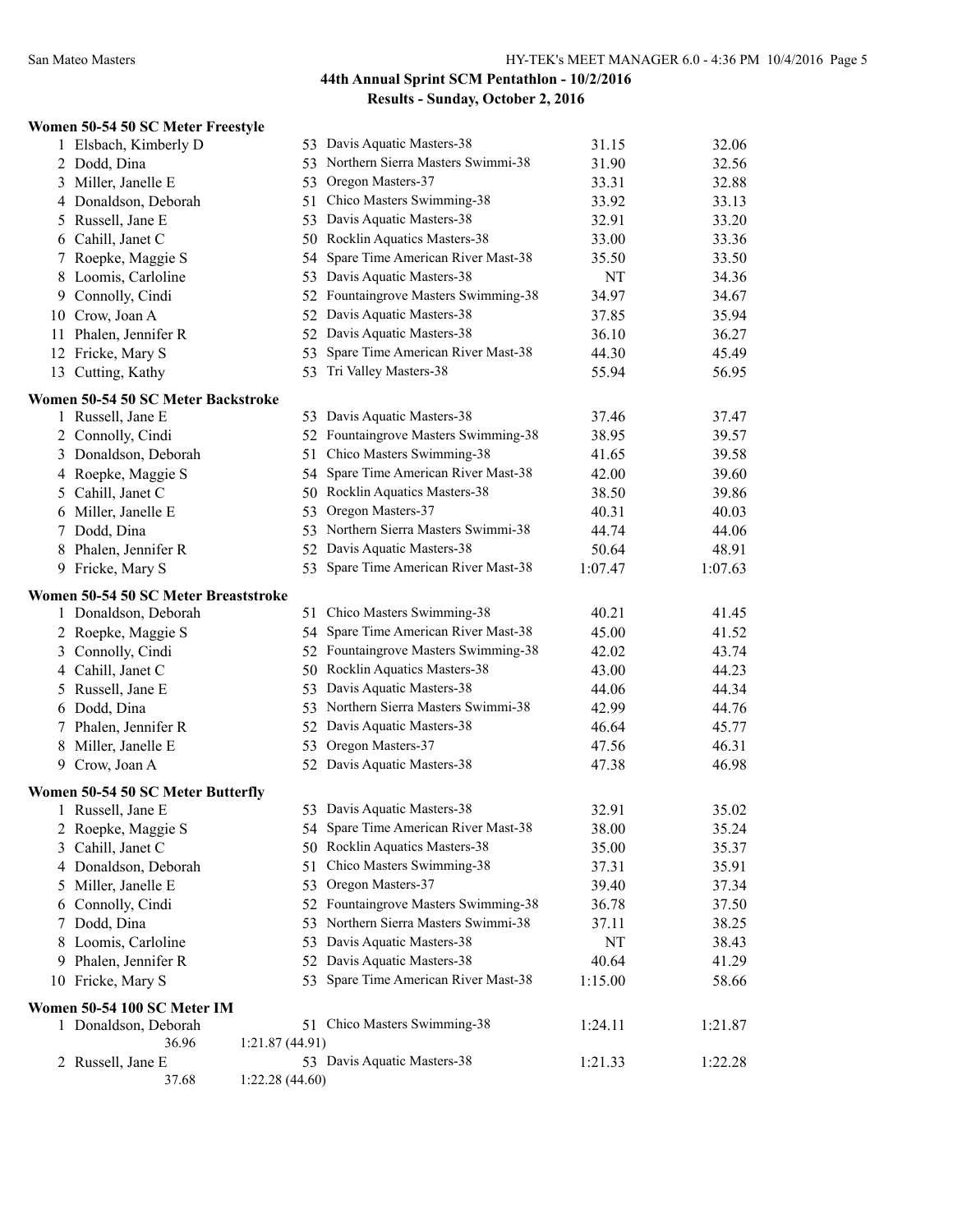## 44th Annual Sprint SCM Pentathlon - 10/2/2016

### Results - Sunday, October 2, 2016

**Women 50-54 50 SC Meter Freestyle**

| Place | Name | Age | Team | Seed Time | Finals Time |
|---|---|---|---|---|---|
| 1 | Elsbach, Kimberly D | 53 | Davis Aquatic Masters-38 | 31.15 | 32.06 |
| 2 | Dodd, Dina | 53 | Northern Sierra Masters Swimmi-38 | 31.90 | 32.56 |
| 3 | Miller, Janelle E | 53 | Oregon Masters-37 | 33.31 | 32.88 |
| 4 | Donaldson, Deborah | 51 | Chico Masters Swimming-38 | 33.92 | 33.13 |
| 5 | Russell, Jane E | 53 | Davis Aquatic Masters-38 | 32.91 | 33.20 |
| 6 | Cahill, Janet C | 50 | Rocklin Aquatics Masters-38 | 33.00 | 33.36 |
| 7 | Roepke, Maggie S | 54 | Spare Time American River Mast-38 | 35.50 | 33.50 |
| 8 | Loomis, Carloline | 53 | Davis Aquatic Masters-38 | NT | 34.36 |
| 9 | Connolly, Cindi | 52 | Fountaingrove Masters Swimming-38 | 34.97 | 34.67 |
| 10 | Crow, Joan A | 52 | Davis Aquatic Masters-38 | 37.85 | 35.94 |
| 11 | Phalen, Jennifer R | 52 | Davis Aquatic Masters-38 | 36.10 | 36.27 |
| 12 | Fricke, Mary S | 53 | Spare Time American River Mast-38 | 44.30 | 45.49 |
| 13 | Cutting, Kathy | 53 | Tri Valley Masters-38 | 55.94 | 56.95 |

**Women 50-54 50 SC Meter Backstroke**

| Place | Name | Age | Team | Seed Time | Finals Time |
|---|---|---|---|---|---|
| 1 | Russell, Jane E | 53 | Davis Aquatic Masters-38 | 37.46 | 37.47 |
| 2 | Connolly, Cindi | 52 | Fountaingrove Masters Swimming-38 | 38.95 | 39.57 |
| 3 | Donaldson, Deborah | 51 | Chico Masters Swimming-38 | 41.65 | 39.58 |
| 4 | Roepke, Maggie S | 54 | Spare Time American River Mast-38 | 42.00 | 39.60 |
| 5 | Cahill, Janet C | 50 | Rocklin Aquatics Masters-38 | 38.50 | 39.86 |
| 6 | Miller, Janelle E | 53 | Oregon Masters-37 | 40.31 | 40.03 |
| 7 | Dodd, Dina | 53 | Northern Sierra Masters Swimmi-38 | 44.74 | 44.06 |
| 8 | Phalen, Jennifer R | 52 | Davis Aquatic Masters-38 | 50.64 | 48.91 |
| 9 | Fricke, Mary S | 53 | Spare Time American River Mast-38 | 1:07.47 | 1:07.63 |

**Women 50-54 50 SC Meter Breaststroke**

| Place | Name | Age | Team | Seed Time | Finals Time |
|---|---|---|---|---|---|
| 1 | Donaldson, Deborah | 51 | Chico Masters Swimming-38 | 40.21 | 41.45 |
| 2 | Roepke, Maggie S | 54 | Spare Time American River Mast-38 | 45.00 | 41.52 |
| 3 | Connolly, Cindi | 52 | Fountaingrove Masters Swimming-38 | 42.02 | 43.74 |
| 4 | Cahill, Janet C | 50 | Rocklin Aquatics Masters-38 | 43.00 | 44.23 |
| 5 | Russell, Jane E | 53 | Davis Aquatic Masters-38 | 44.06 | 44.34 |
| 6 | Dodd, Dina | 53 | Northern Sierra Masters Swimmi-38 | 42.99 | 44.76 |
| 7 | Phalen, Jennifer R | 52 | Davis Aquatic Masters-38 | 46.64 | 45.77 |
| 8 | Miller, Janelle E | 53 | Oregon Masters-37 | 47.56 | 46.31 |
| 9 | Crow, Joan A | 52 | Davis Aquatic Masters-38 | 47.38 | 46.98 |

**Women 50-54 50 SC Meter Butterfly**

| Place | Name | Age | Team | Seed Time | Finals Time |
|---|---|---|---|---|---|
| 1 | Russell, Jane E | 53 | Davis Aquatic Masters-38 | 32.91 | 35.02 |
| 2 | Roepke, Maggie S | 54 | Spare Time American River Mast-38 | 38.00 | 35.24 |
| 3 | Cahill, Janet C | 50 | Rocklin Aquatics Masters-38 | 35.00 | 35.37 |
| 4 | Donaldson, Deborah | 51 | Chico Masters Swimming-38 | 37.31 | 35.91 |
| 5 | Miller, Janelle E | 53 | Oregon Masters-37 | 39.40 | 37.34 |
| 6 | Connolly, Cindi | 52 | Fountaingrove Masters Swimming-38 | 36.78 | 37.50 |
| 7 | Dodd, Dina | 53 | Northern Sierra Masters Swimmi-38 | 37.11 | 38.25 |
| 8 | Loomis, Carloline | 53 | Davis Aquatic Masters-38 | NT | 38.43 |
| 9 | Phalen, Jennifer R | 52 | Davis Aquatic Masters-38 | 40.64 | 41.29 |
| 10 | Fricke, Mary S | 53 | Spare Time American River Mast-38 | 1:15.00 | 58.66 |

**Women 50-54 100 SC Meter IM**

| Place | Name | Age | Team | Seed Time | Finals Time |
|---|---|---|---|---|---|
| 1 | Donaldson, Deborah | 51 | Chico Masters Swimming-38 | 1:24.11 | 1:21.87 |
| | 36.96 | 1:21.87 (44.91) | | | |
| 2 | Russell, Jane E | 53 | Davis Aquatic Masters-38 | 1:21.33 | 1:22.28 |
| | 37.68 | 1:22.28 (44.60) | | | |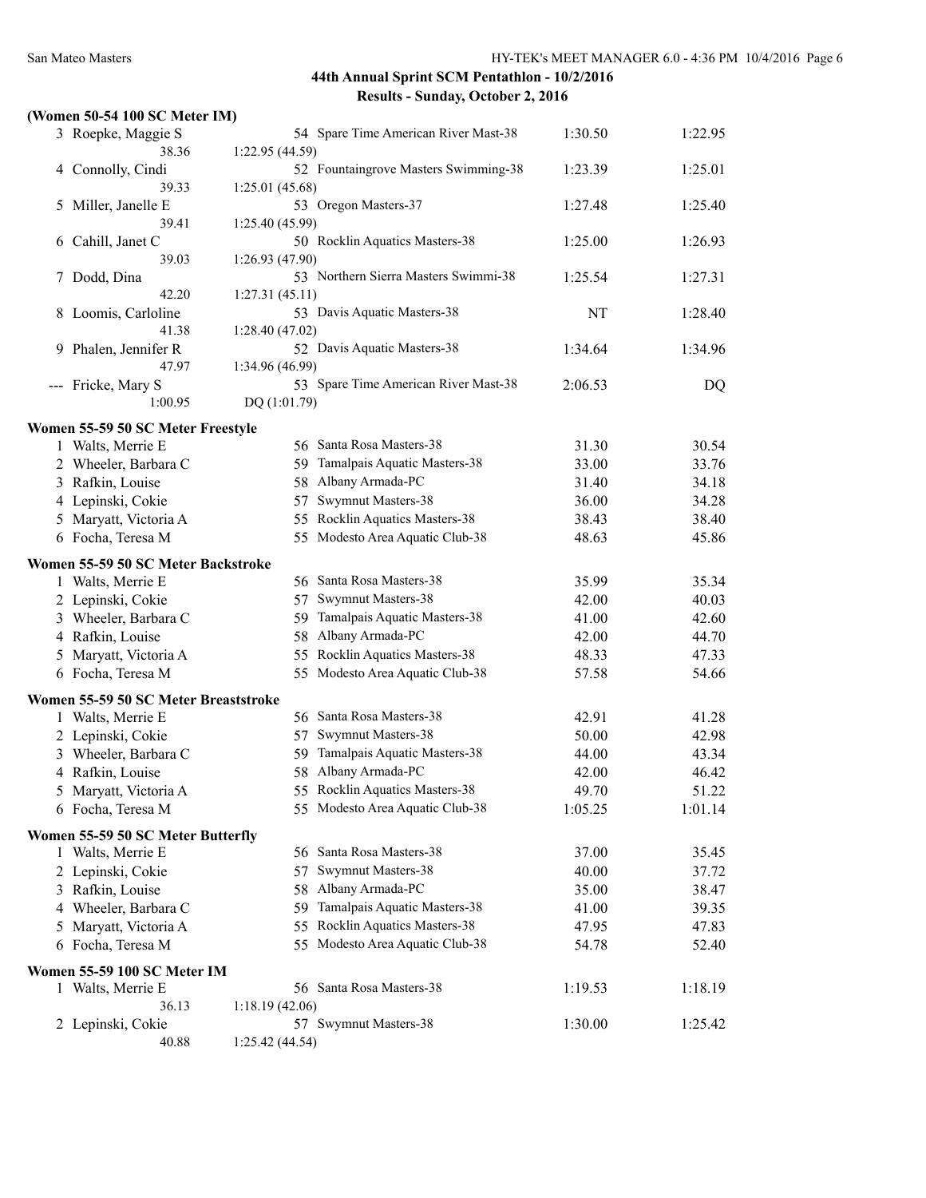## 44th Annual Sprint SCM Pentathlon - 10/2/2016

### Results - Sunday, October 2, 2016

**(Women 50-54 100 SC Meter IM)**

| Place | Name | Age | Team | Seed Time | Finals Time |
|---|---|---|---|---|---|
| 3 | Roepke, Maggie S | 54 | Spare Time American River Mast-38 | 1:30.50 | 1:22.95 |
| | 38.36 | | 1:22.95 (44.59) | | |
| 4 | Connolly, Cindi | 52 | Fountaingrove Masters Swimming-38 | 1:23.39 | 1:25.01 |
| | 39.33 | | 1:25.01 (45.68) | | |
| 5 | Miller, Janelle E | 53 | Oregon Masters-37 | 1:27.48 | 1:25.40 |
| | 39.41 | | 1:25.40 (45.99) | | |
| 6 | Cahill, Janet C | 50 | Rocklin Aquatics Masters-38 | 1:25.00 | 1:26.93 |
| | 39.03 | | 1:26.93 (47.90) | | |
| 7 | Dodd, Dina | 53 | Northern Sierra Masters Swimmi-38 | 1:25.54 | 1:27.31 |
| | 42.20 | | 1:27.31 (45.11) | | |
| 8 | Loomis, Carloline | 53 | Davis Aquatic Masters-38 | NT | 1:28.40 |
| | 41.38 | | 1:28.40 (47.02) | | |
| 9 | Phalen, Jennifer R | 52 | Davis Aquatic Masters-38 | 1:34.64 | 1:34.96 |
| | 47.97 | | 1:34.96 (46.99) | | |
| --- | Fricke, Mary S | 53 | Spare Time American River Mast-38 | 2:06.53 | DQ |
| | 1:00.95 | | DQ (1:01.79) | | |

**Women 55-59 50 SC Meter Freestyle**

| Place | Name | Age | Team | Seed Time | Finals Time |
|---|---|---|---|---|---|
| 1 | Walts, Merrie E | 56 | Santa Rosa Masters-38 | 31.30 | 30.54 |
| 2 | Wheeler, Barbara C | 59 | Tamalpais Aquatic Masters-38 | 33.00 | 33.76 |
| 3 | Rafkin, Louise | 58 | Albany Armada-PC | 31.40 | 34.18 |
| 4 | Lepinski, Cokie | 57 | Swymnut Masters-38 | 36.00 | 34.28 |
| 5 | Maryatt, Victoria A | 55 | Rocklin Aquatics Masters-38 | 38.43 | 38.40 |
| 6 | Focha, Teresa M | 55 | Modesto Area Aquatic Club-38 | 48.63 | 45.86 |

**Women 55-59 50 SC Meter Backstroke**

| Place | Name | Age | Team | Seed Time | Finals Time |
|---|---|---|---|---|---|
| 1 | Walts, Merrie E | 56 | Santa Rosa Masters-38 | 35.99 | 35.34 |
| 2 | Lepinski, Cokie | 57 | Swymnut Masters-38 | 42.00 | 40.03 |
| 3 | Wheeler, Barbara C | 59 | Tamalpais Aquatic Masters-38 | 41.00 | 42.60 |
| 4 | Rafkin, Louise | 58 | Albany Armada-PC | 42.00 | 44.70 |
| 5 | Maryatt, Victoria A | 55 | Rocklin Aquatics Masters-38 | 48.33 | 47.33 |
| 6 | Focha, Teresa M | 55 | Modesto Area Aquatic Club-38 | 57.58 | 54.66 |

**Women 55-59 50 SC Meter Breaststroke**

| Place | Name | Age | Team | Seed Time | Finals Time |
|---|---|---|---|---|---|
| 1 | Walts, Merrie E | 56 | Santa Rosa Masters-38 | 42.91 | 41.28 |
| 2 | Lepinski, Cokie | 57 | Swymnut Masters-38 | 50.00 | 42.98 |
| 3 | Wheeler, Barbara C | 59 | Tamalpais Aquatic Masters-38 | 44.00 | 43.34 |
| 4 | Rafkin, Louise | 58 | Albany Armada-PC | 42.00 | 46.42 |
| 5 | Maryatt, Victoria A | 55 | Rocklin Aquatics Masters-38 | 49.70 | 51.22 |
| 6 | Focha, Teresa M | 55 | Modesto Area Aquatic Club-38 | 1:05.25 | 1:01.14 |

**Women 55-59 50 SC Meter Butterfly**

| Place | Name | Age | Team | Seed Time | Finals Time |
|---|---|---|---|---|---|
| 1 | Walts, Merrie E | 56 | Santa Rosa Masters-38 | 37.00 | 35.45 |
| 2 | Lepinski, Cokie | 57 | Swymnut Masters-38 | 40.00 | 37.72 |
| 3 | Rafkin, Louise | 58 | Albany Armada-PC | 35.00 | 38.47 |
| 4 | Wheeler, Barbara C | 59 | Tamalpais Aquatic Masters-38 | 41.00 | 39.35 |
| 5 | Maryatt, Victoria A | 55 | Rocklin Aquatics Masters-38 | 47.95 | 47.83 |
| 6 | Focha, Teresa M | 55 | Modesto Area Aquatic Club-38 | 54.78 | 52.40 |

**Women 55-59 100 SC Meter IM**

| Place | Name | Age | Team | Seed Time | Finals Time |
|---|---|---|---|---|---|
| 1 | Walts, Merrie E | 56 | Santa Rosa Masters-38 | 1:19.53 | 1:18.19 |
| | 36.13 | | 1:18.19 (42.06) | | |
| 2 | Lepinski, Cokie | 57 | Swymnut Masters-38 | 1:30.00 | 1:25.42 |
| | 40.88 | | 1:25.42 (44.54) | | |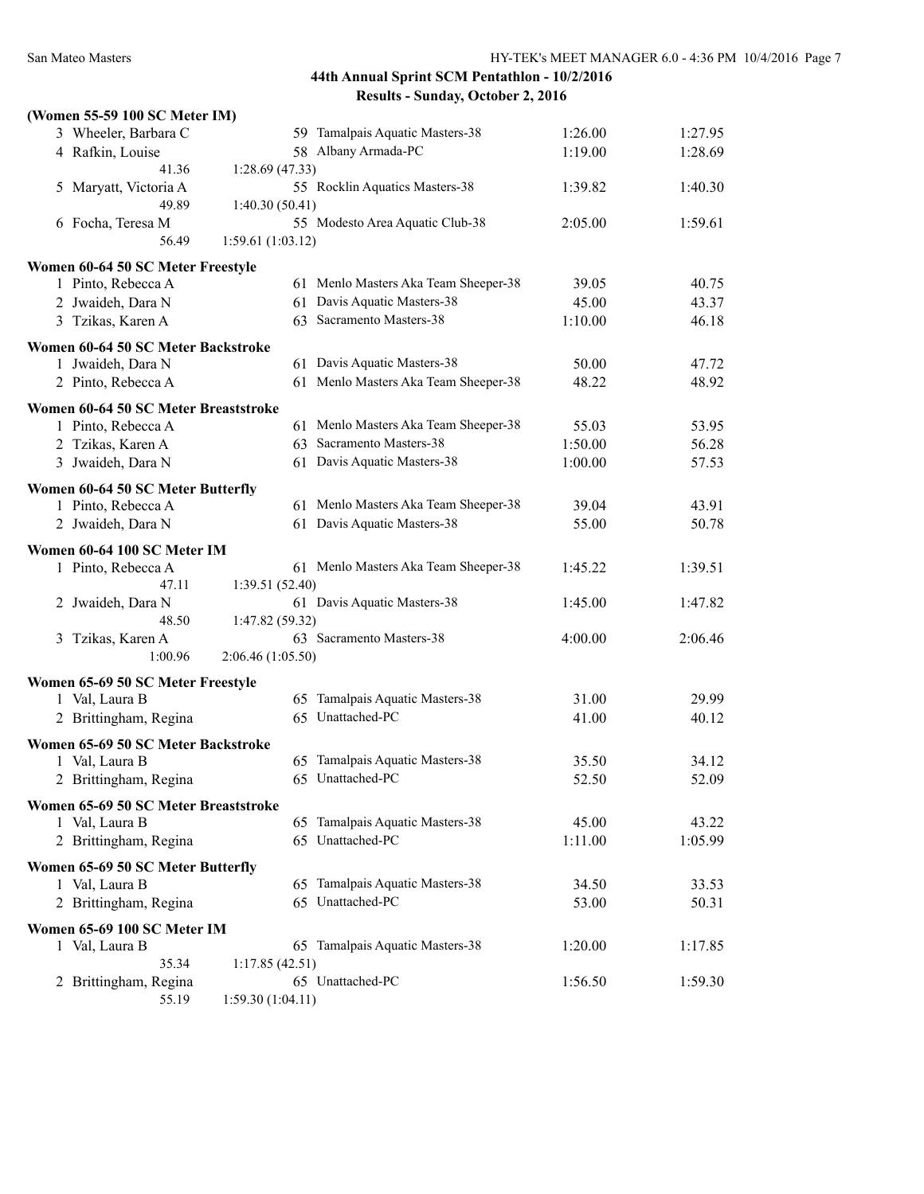## 44th Annual Sprint SCM Pentathlon - 10/2/2016

### Results - Sunday, October 2, 2016

**(Women 55-59 100 SC Meter IM)**

| Place | Name | Age | Team | Seed Time | Finals Time |
|---|---|---|---|---|---|
| 3 | Wheeler, Barbara C | 59 | Tamalpais Aquatic Masters-38 | 1:26.00 | 1:27.95 |
| 4 | Rafkin, Louise | 58 | Albany Armada-PC | 1:19.00 | 1:28.69 |
| | 41.36 | 1:28.69 (47.33) | | | |
| 5 | Maryatt, Victoria A | 55 | Rocklin Aquatics Masters-38 | 1:39.82 | 1:40.30 |
| | 49.89 | 1:40.30 (50.41) | | | |
| 6 | Focha, Teresa M | 55 | Modesto Area Aquatic Club-38 | 2:05.00 | 1:59.61 |
| | 56.49 | 1:59.61 (1:03.12) | | | |

**Women 60-64 50 SC Meter Freestyle**

| Place | Name | Age | Team | Seed Time | Finals Time |
|---|---|---|---|---|---|
| 1 | Pinto, Rebecca A | 61 | Menlo Masters Aka Team Sheeper-38 | 39.05 | 40.75 |
| 2 | Jwaideh, Dara N | 61 | Davis Aquatic Masters-38 | 45.00 | 43.37 |
| 3 | Tzikas, Karen A | 63 | Sacramento Masters-38 | 1:10.00 | 46.18 |

**Women 60-64 50 SC Meter Backstroke**

| Place | Name | Age | Team | Seed Time | Finals Time |
|---|---|---|---|---|---|
| 1 | Jwaideh, Dara N | 61 | Davis Aquatic Masters-38 | 50.00 | 47.72 |
| 2 | Pinto, Rebecca A | 61 | Menlo Masters Aka Team Sheeper-38 | 48.22 | 48.92 |

**Women 60-64 50 SC Meter Breaststroke**

| Place | Name | Age | Team | Seed Time | Finals Time |
|---|---|---|---|---|---|
| 1 | Pinto, Rebecca A | 61 | Menlo Masters Aka Team Sheeper-38 | 55.03 | 53.95 |
| 2 | Tzikas, Karen A | 63 | Sacramento Masters-38 | 1:50.00 | 56.28 |
| 3 | Jwaideh, Dara N | 61 | Davis Aquatic Masters-38 | 1:00.00 | 57.53 |

**Women 60-64 50 SC Meter Butterfly**

| Place | Name | Age | Team | Seed Time | Finals Time |
|---|---|---|---|---|---|
| 1 | Pinto, Rebecca A | 61 | Menlo Masters Aka Team Sheeper-38 | 39.04 | 43.91 |
| 2 | Jwaideh, Dara N | 61 | Davis Aquatic Masters-38 | 55.00 | 50.78 |

**Women 60-64 100 SC Meter IM**

| Place | Name | Age | Team | Seed Time | Finals Time |
|---|---|---|---|---|---|
| 1 | Pinto, Rebecca A | 61 | Menlo Masters Aka Team Sheeper-38 | 1:45.22 | 1:39.51 |
| | 47.11 | 1:39.51 (52.40) | | | |
| 2 | Jwaideh, Dara N | 61 | Davis Aquatic Masters-38 | 1:45.00 | 1:47.82 |
| | 48.50 | 1:47.82 (59.32) | | | |
| 3 | Tzikas, Karen A | 63 | Sacramento Masters-38 | 4:00.00 | 2:06.46 |
| | 1:00.96 | 2:06.46 (1:05.50) | | | |

**Women 65-69 50 SC Meter Freestyle**

| Place | Name | Age | Team | Seed Time | Finals Time |
|---|---|---|---|---|---|
| 1 | Val, Laura B | 65 | Tamalpais Aquatic Masters-38 | 31.00 | 29.99 |
| 2 | Brittingham, Regina | 65 | Unattached-PC | 41.00 | 40.12 |

**Women 65-69 50 SC Meter Backstroke**

| Place | Name | Age | Team | Seed Time | Finals Time |
|---|---|---|---|---|---|
| 1 | Val, Laura B | 65 | Tamalpais Aquatic Masters-38 | 35.50 | 34.12 |
| 2 | Brittingham, Regina | 65 | Unattached-PC | 52.50 | 52.09 |

**Women 65-69 50 SC Meter Breaststroke**

| Place | Name | Age | Team | Seed Time | Finals Time |
|---|---|---|---|---|---|
| 1 | Val, Laura B | 65 | Tamalpais Aquatic Masters-38 | 45.00 | 43.22 |
| 2 | Brittingham, Regina | 65 | Unattached-PC | 1:11.00 | 1:05.99 |

**Women 65-69 50 SC Meter Butterfly**

| Place | Name | Age | Team | Seed Time | Finals Time |
|---|---|---|---|---|---|
| 1 | Val, Laura B | 65 | Tamalpais Aquatic Masters-38 | 34.50 | 33.53 |
| 2 | Brittingham, Regina | 65 | Unattached-PC | 53.00 | 50.31 |

**Women 65-69 100 SC Meter IM**

| Place | Name | Age | Team | Seed Time | Finals Time |
|---|---|---|---|---|---|
| 1 | Val, Laura B | 65 | Tamalpais Aquatic Masters-38 | 1:20.00 | 1:17.85 |
| | 35.34 | 1:17.85 (42.51) | | | |
| 2 | Brittingham, Regina | 65 | Unattached-PC | 1:56.50 | 1:59.30 |
| | 55.19 | 1:59.30 (1:04.11) | | | |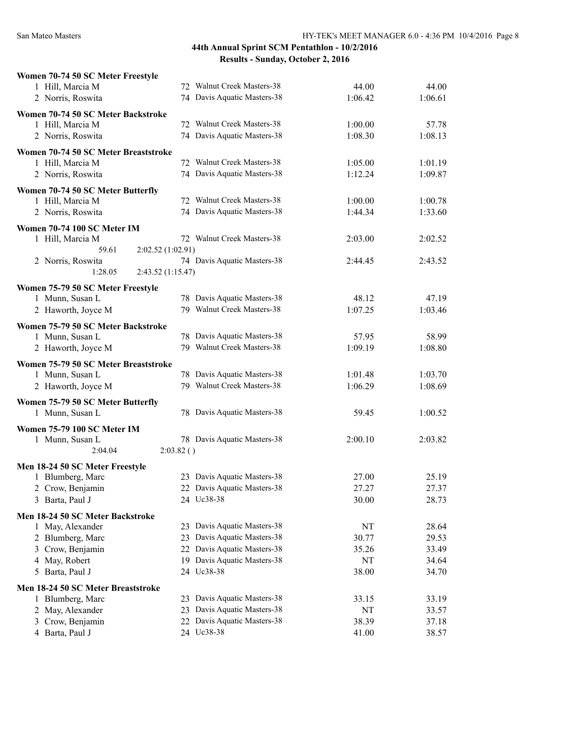## 44th Annual Sprint SCM Pentathlon - 10/2/2016

## Results - Sunday, October 2, 2016

### Women 70-74 50 SC Meter Freestyle

| Place | Name | Age | Team | Seed Time | Finals Time |
|---|---|---|---|---|---|
| 1 | Hill, Marcia M | 72 | Walnut Creek Masters-38 | 44.00 | 44.00 |
| 2 | Norris, Roswita | 74 | Davis Aquatic Masters-38 | 1:06.42 | 1:06.61 |

### Women 70-74 50 SC Meter Backstroke

| Place | Name | Age | Team | Seed Time | Finals Time |
|---|---|---|---|---|---|
| 1 | Hill, Marcia M | 72 | Walnut Creek Masters-38 | 1:00.00 | 57.78 |
| 2 | Norris, Roswita | 74 | Davis Aquatic Masters-38 | 1:08.30 | 1:08.13 |

### Women 70-74 50 SC Meter Breaststroke

| Place | Name | Age | Team | Seed Time | Finals Time |
|---|---|---|---|---|---|
| 1 | Hill, Marcia M | 72 | Walnut Creek Masters-38 | 1:05.00 | 1:01.19 |
| 2 | Norris, Roswita | 74 | Davis Aquatic Masters-38 | 1:12.24 | 1:09.87 |

### Women 70-74 50 SC Meter Butterfly

| Place | Name | Age | Team | Seed Time | Finals Time |
|---|---|---|---|---|---|
| 1 | Hill, Marcia M | 72 | Walnut Creek Masters-38 | 1:00.00 | 1:00.78 |
| 2 | Norris, Roswita | 74 | Davis Aquatic Masters-38 | 1:44.34 | 1:33.60 |

### Women 70-74 100 SC Meter IM

| Place | Name | Age | Team | Seed Time | Finals Time |
|---|---|---|---|---|---|
| 1 | Hill, Marcia M | 72 | Walnut Creek Masters-38 | 2:03.00 | 2:02.52 |
| | 59.61 | | 2:02.52 (1:02.91) | | |
| 2 | Norris, Roswita | 74 | Davis Aquatic Masters-38 | 2:44.45 | 2:43.52 |
| | 1:28.05 | | 2:43.52 (1:15.47) | | |

### Women 75-79 50 SC Meter Freestyle

| Place | Name | Age | Team | Seed Time | Finals Time |
|---|---|---|---|---|---|
| 1 | Munn, Susan L | 78 | Davis Aquatic Masters-38 | 48.12 | 47.19 |
| 2 | Haworth, Joyce M | 79 | Walnut Creek Masters-38 | 1:07.25 | 1:03.46 |

### Women 75-79 50 SC Meter Backstroke

| Place | Name | Age | Team | Seed Time | Finals Time |
|---|---|---|---|---|---|
| 1 | Munn, Susan L | 78 | Davis Aquatic Masters-38 | 57.95 | 58.99 |
| 2 | Haworth, Joyce M | 79 | Walnut Creek Masters-38 | 1:09.19 | 1:08.80 |

### Women 75-79 50 SC Meter Breaststroke

| Place | Name | Age | Team | Seed Time | Finals Time |
|---|---|---|---|---|---|
| 1 | Munn, Susan L | 78 | Davis Aquatic Masters-38 | 1:01.48 | 1:03.70 |
| 2 | Haworth, Joyce M | 79 | Walnut Creek Masters-38 | 1:06.29 | 1:08.69 |

### Women 75-79 50 SC Meter Butterfly

| Place | Name | Age | Team | Seed Time | Finals Time |
|---|---|---|---|---|---|
| 1 | Munn, Susan L | 78 | Davis Aquatic Masters-38 | 59.45 | 1:00.52 |

### Women 75-79 100 SC Meter IM

| Place | Name | Age | Team | Seed Time | Finals Time |
|---|---|---|---|---|---|
| 1 | Munn, Susan L | 78 | Davis Aquatic Masters-38 | 2:00.10 | 2:03.82 |
| | 2:04.04 | | 2:03.82 ( ) | | |

### Men 18-24 50 SC Meter Freestyle

| Place | Name | Age | Team | Seed Time | Finals Time |
|---|---|---|---|---|---|
| 1 | Blumberg, Marc | 23 | Davis Aquatic Masters-38 | 27.00 | 25.19 |
| 2 | Crow, Benjamin | 22 | Davis Aquatic Masters-38 | 27.27 | 27.37 |
| 3 | Barta, Paul J | 24 | Uc38-38 | 30.00 | 28.73 |

### Men 18-24 50 SC Meter Backstroke

| Place | Name | Age | Team | Seed Time | Finals Time |
|---|---|---|---|---|---|
| 1 | May, Alexander | 23 | Davis Aquatic Masters-38 | NT | 28.64 |
| 2 | Blumberg, Marc | 23 | Davis Aquatic Masters-38 | 30.77 | 29.53 |
| 3 | Crow, Benjamin | 22 | Davis Aquatic Masters-38 | 35.26 | 33.49 |
| 4 | May, Robert | 19 | Davis Aquatic Masters-38 | NT | 34.64 |
| 5 | Barta, Paul J | 24 | Uc38-38 | 38.00 | 34.70 |

### Men 18-24 50 SC Meter Breaststroke

| Place | Name | Age | Team | Seed Time | Finals Time |
|---|---|---|---|---|---|
| 1 | Blumberg, Marc | 23 | Davis Aquatic Masters-38 | 33.15 | 33.19 |
| 2 | May, Alexander | 23 | Davis Aquatic Masters-38 | NT | 33.57 |
| 3 | Crow, Benjamin | 22 | Davis Aquatic Masters-38 | 38.39 | 37.18 |
| 4 | Barta, Paul J | 24 | Uc38-38 | 41.00 | 38.57 |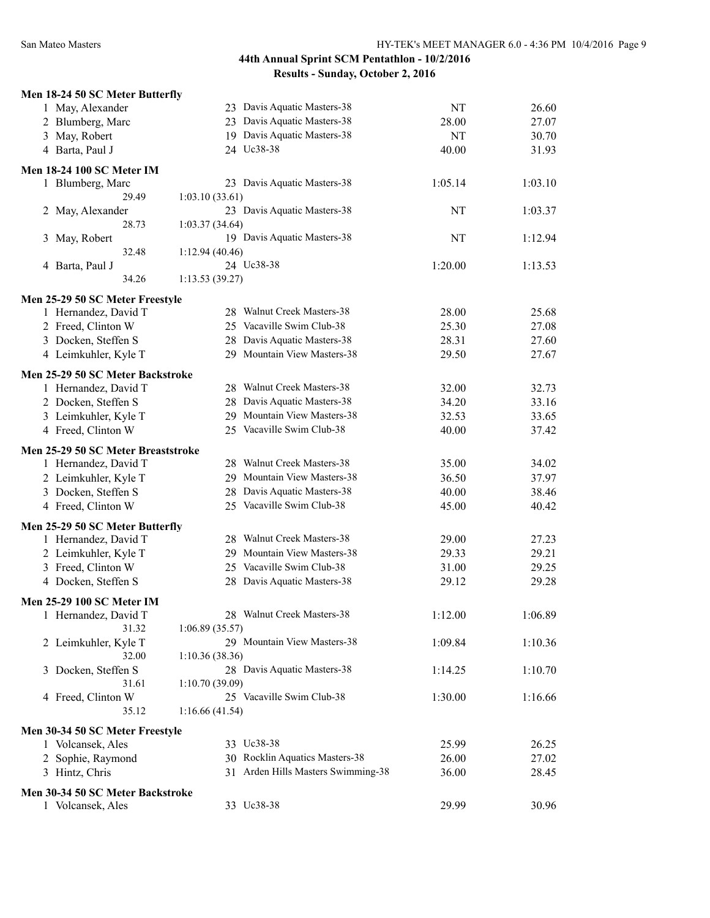## 44th Annual Sprint SCM Pentathlon - 10/2/2016

### Results - Sunday, October 2, 2016

**Men 18-24 50 SC Meter Butterfly**

| Place | Name | Age | Team | Seed Time | Finals Time |
|---|---|---|---|---|---|
| 1 | May, Alexander | 23 | Davis Aquatic Masters-38 | NT | 26.60 |
| 2 | Blumberg, Marc | 23 | Davis Aquatic Masters-38 | 28.00 | 27.07 |
| 3 | May, Robert | 19 | Davis Aquatic Masters-38 | NT | 30.70 |
| 4 | Barta, Paul J | 24 | Uc38-38 | 40.00 | 31.93 |

**Men 18-24 100 SC Meter IM**

| Place | Name | Age | Team | Seed Time | Finals Time |
|---|---|---|---|---|---|
| 1 | Blumberg, Marc | 23 | Davis Aquatic Masters-38 | 1:05.14 | 1:03.10 |
| | 29.49 | | 1:03.10 (33.61) | | |
| 2 | May, Alexander | 23 | Davis Aquatic Masters-38 | NT | 1:03.37 |
| | 28.73 | | 1:03.37 (34.64) | | |
| 3 | May, Robert | 19 | Davis Aquatic Masters-38 | NT | 1:12.94 |
| | 32.48 | | 1:12.94 (40.46) | | |
| 4 | Barta, Paul J | 24 | Uc38-38 | 1:20.00 | 1:13.53 |
| | 34.26 | | 1:13.53 (39.27) | | |

**Men 25-29 50 SC Meter Freestyle**

| Place | Name | Age | Team | Seed Time | Finals Time |
|---|---|---|---|---|---|
| 1 | Hernandez, David T | 28 | Walnut Creek Masters-38 | 28.00 | 25.68 |
| 2 | Freed, Clinton W | 25 | Vacaville Swim Club-38 | 25.30 | 27.08 |
| 3 | Docken, Steffen S | 28 | Davis Aquatic Masters-38 | 28.31 | 27.60 |
| 4 | Leimkuhler, Kyle T | 29 | Mountain View Masters-38 | 29.50 | 27.67 |

**Men 25-29 50 SC Meter Backstroke**

| Place | Name | Age | Team | Seed Time | Finals Time |
|---|---|---|---|---|---|
| 1 | Hernandez, David T | 28 | Walnut Creek Masters-38 | 32.00 | 32.73 |
| 2 | Docken, Steffen S | 28 | Davis Aquatic Masters-38 | 34.20 | 33.16 |
| 3 | Leimkuhler, Kyle T | 29 | Mountain View Masters-38 | 32.53 | 33.65 |
| 4 | Freed, Clinton W | 25 | Vacaville Swim Club-38 | 40.00 | 37.42 |

**Men 25-29 50 SC Meter Breaststroke**

| Place | Name | Age | Team | Seed Time | Finals Time |
|---|---|---|---|---|---|
| 1 | Hernandez, David T | 28 | Walnut Creek Masters-38 | 35.00 | 34.02 |
| 2 | Leimkuhler, Kyle T | 29 | Mountain View Masters-38 | 36.50 | 37.97 |
| 3 | Docken, Steffen S | 28 | Davis Aquatic Masters-38 | 40.00 | 38.46 |
| 4 | Freed, Clinton W | 25 | Vacaville Swim Club-38 | 45.00 | 40.42 |

**Men 25-29 50 SC Meter Butterfly**

| Place | Name | Age | Team | Seed Time | Finals Time |
|---|---|---|---|---|---|
| 1 | Hernandez, David T | 28 | Walnut Creek Masters-38 | 29.00 | 27.23 |
| 2 | Leimkuhler, Kyle T | 29 | Mountain View Masters-38 | 29.33 | 29.21 |
| 3 | Freed, Clinton W | 25 | Vacaville Swim Club-38 | 31.00 | 29.25 |
| 4 | Docken, Steffen S | 28 | Davis Aquatic Masters-38 | 29.12 | 29.28 |

**Men 25-29 100 SC Meter IM**

| Place | Name | Age | Team | Seed Time | Finals Time |
|---|---|---|---|---|---|
| 1 | Hernandez, David T | 28 | Walnut Creek Masters-38 | 1:12.00 | 1:06.89 |
| | 31.32 | | 1:06.89 (35.57) | | |
| 2 | Leimkuhler, Kyle T | 29 | Mountain View Masters-38 | 1:09.84 | 1:10.36 |
| | 32.00 | | 1:10.36 (38.36) | | |
| 3 | Docken, Steffen S | 28 | Davis Aquatic Masters-38 | 1:14.25 | 1:10.70 |
| | 31.61 | | 1:10.70 (39.09) | | |
| 4 | Freed, Clinton W | 25 | Vacaville Swim Club-38 | 1:30.00 | 1:16.66 |
| | 35.12 | | 1:16.66 (41.54) | | |

**Men 30-34 50 SC Meter Freestyle**

| Place | Name | Age | Team | Seed Time | Finals Time |
|---|---|---|---|---|---|
| 1 | Volcansek, Ales | 33 | Uc38-38 | 25.99 | 26.25 |
| 2 | Sophie, Raymond | 30 | Rocklin Aquatics Masters-38 | 26.00 | 27.02 |
| 3 | Hintz, Chris | 31 | Arden Hills Masters Swimming-38 | 36.00 | 28.45 |

**Men 30-34 50 SC Meter Backstroke**

| Place | Name | Age | Team | Seed Time | Finals Time |
|---|---|---|---|---|---|
| 1 | Volcansek, Ales | 33 | Uc38-38 | 29.99 | 30.96 |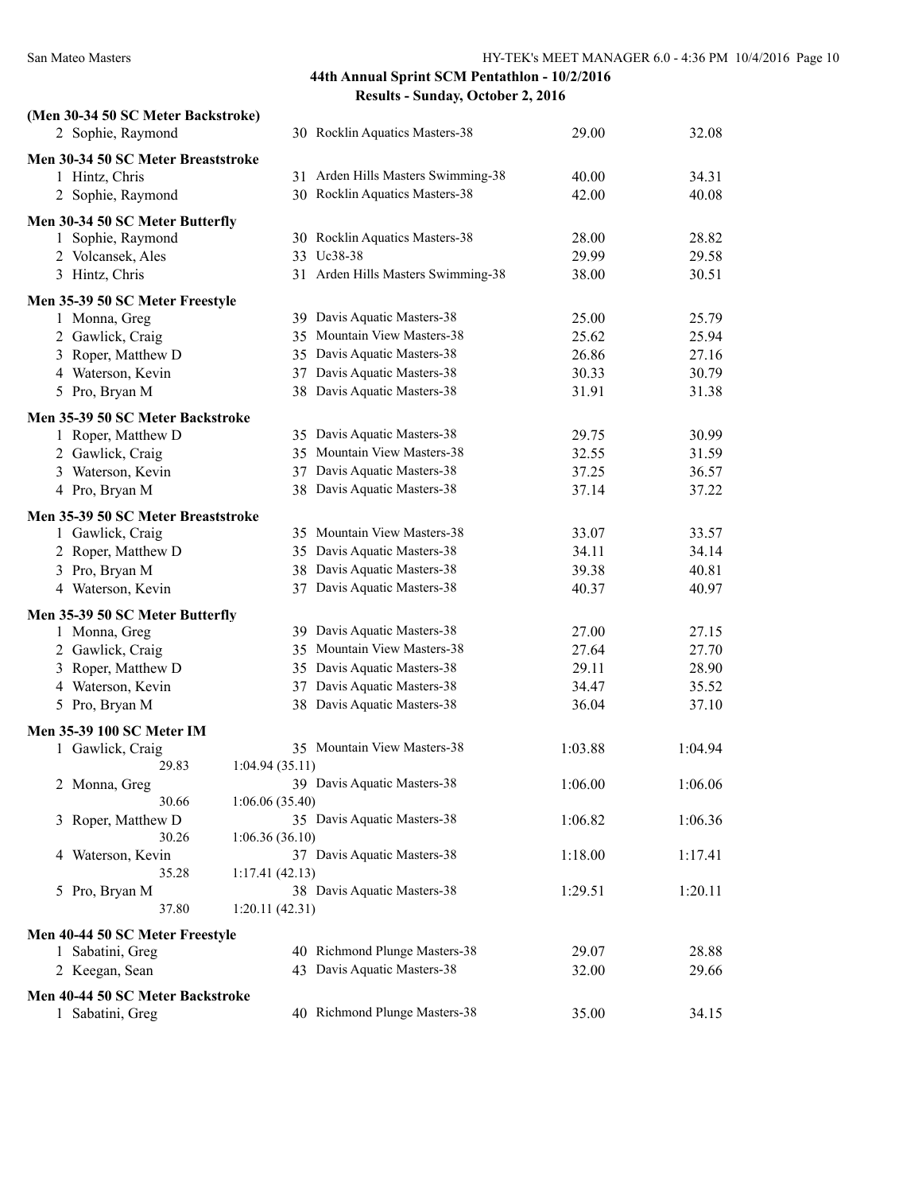# 44th Annual Sprint SCM Pentathlon - 10/2/2016

## Results - Sunday, October 2, 2016

### (Men 30-34 50 SC Meter Backstroke)

| Place | Name | Age | Team | Seed Time | Finals Time |
|---|---|---|---|---|---|
| 2 | Sophie, Raymond | 30 | Rocklin Aquatics Masters-38 | 29.00 | 32.08 |

### Men 30-34 50 SC Meter Breaststroke

| Place | Name | Age | Team | Seed Time | Finals Time |
|---|---|---|---|---|---|
| 1 | Hintz, Chris | 31 | Arden Hills Masters Swimming-38 | 40.00 | 34.31 |
| 2 | Sophie, Raymond | 30 | Rocklin Aquatics Masters-38 | 42.00 | 40.08 |

### Men 30-34 50 SC Meter Butterfly

| Place | Name | Age | Team | Seed Time | Finals Time |
|---|---|---|---|---|---|
| 1 | Sophie, Raymond | 30 | Rocklin Aquatics Masters-38 | 28.00 | 28.82 |
| 2 | Volcansek, Ales | 33 | Uc38-38 | 29.99 | 29.58 |
| 3 | Hintz, Chris | 31 | Arden Hills Masters Swimming-38 | 38.00 | 30.51 |

### Men 35-39 50 SC Meter Freestyle

| Place | Name | Age | Team | Seed Time | Finals Time |
|---|---|---|---|---|---|
| 1 | Monna, Greg | 39 | Davis Aquatic Masters-38 | 25.00 | 25.79 |
| 2 | Gawlick, Craig | 35 | Mountain View Masters-38 | 25.62 | 25.94 |
| 3 | Roper, Matthew D | 35 | Davis Aquatic Masters-38 | 26.86 | 27.16 |
| 4 | Waterson, Kevin | 37 | Davis Aquatic Masters-38 | 30.33 | 30.79 |
| 5 | Pro, Bryan M | 38 | Davis Aquatic Masters-38 | 31.91 | 31.38 |

### Men 35-39 50 SC Meter Backstroke

| Place | Name | Age | Team | Seed Time | Finals Time |
|---|---|---|---|---|---|
| 1 | Roper, Matthew D | 35 | Davis Aquatic Masters-38 | 29.75 | 30.99 |
| 2 | Gawlick, Craig | 35 | Mountain View Masters-38 | 32.55 | 31.59 |
| 3 | Waterson, Kevin | 37 | Davis Aquatic Masters-38 | 37.25 | 36.57 |
| 4 | Pro, Bryan M | 38 | Davis Aquatic Masters-38 | 37.14 | 37.22 |

### Men 35-39 50 SC Meter Breaststroke

| Place | Name | Age | Team | Seed Time | Finals Time |
|---|---|---|---|---|---|
| 1 | Gawlick, Craig | 35 | Mountain View Masters-38 | 33.07 | 33.57 |
| 2 | Roper, Matthew D | 35 | Davis Aquatic Masters-38 | 34.11 | 34.14 |
| 3 | Pro, Bryan M | 38 | Davis Aquatic Masters-38 | 39.38 | 40.81 |
| 4 | Waterson, Kevin | 37 | Davis Aquatic Masters-38 | 40.37 | 40.97 |

### Men 35-39 50 SC Meter Butterfly

| Place | Name | Age | Team | Seed Time | Finals Time |
|---|---|---|---|---|---|
| 1 | Monna, Greg | 39 | Davis Aquatic Masters-38 | 27.00 | 27.15 |
| 2 | Gawlick, Craig | 35 | Mountain View Masters-38 | 27.64 | 27.70 |
| 3 | Roper, Matthew D | 35 | Davis Aquatic Masters-38 | 29.11 | 28.90 |
| 4 | Waterson, Kevin | 37 | Davis Aquatic Masters-38 | 34.47 | 35.52 |
| 5 | Pro, Bryan M | 38 | Davis Aquatic Masters-38 | 36.04 | 37.10 |

### Men 35-39 100 SC Meter IM

| Place | Name | Age | Team | Seed Time | Finals Time |
|---|---|---|---|---|---|
| 1 | Gawlick, Craig | 35 | Mountain View Masters-38 | 1:03.88 | 1:04.94 |
| | 29.83 | | 1:04.94 (35.11) | | |
| 2 | Monna, Greg | 39 | Davis Aquatic Masters-38 | 1:06.00 | 1:06.06 |
| | 30.66 | | 1:06.06 (35.40) | | |
| 3 | Roper, Matthew D | 35 | Davis Aquatic Masters-38 | 1:06.82 | 1:06.36 |
| | 30.26 | | 1:06.36 (36.10) | | |
| 4 | Waterson, Kevin | 37 | Davis Aquatic Masters-38 | 1:18.00 | 1:17.41 |
| | 35.28 | | 1:17.41 (42.13) | | |
| 5 | Pro, Bryan M | 38 | Davis Aquatic Masters-38 | 1:29.51 | 1:20.11 |
| | 37.80 | | 1:20.11 (42.31) | | |

### Men 40-44 50 SC Meter Freestyle

| Place | Name | Age | Team | Seed Time | Finals Time |
|---|---|---|---|---|---|
| 1 | Sabatini, Greg | 40 | Richmond Plunge Masters-38 | 29.07 | 28.88 |
| 2 | Keegan, Sean | 43 | Davis Aquatic Masters-38 | 32.00 | 29.66 |

### Men 40-44 50 SC Meter Backstroke

| Place | Name | Age | Team | Seed Time | Finals Time |
|---|---|---|---|---|---|
| 1 | Sabatini, Greg | 40 | Richmond Plunge Masters-38 | 35.00 | 34.15 |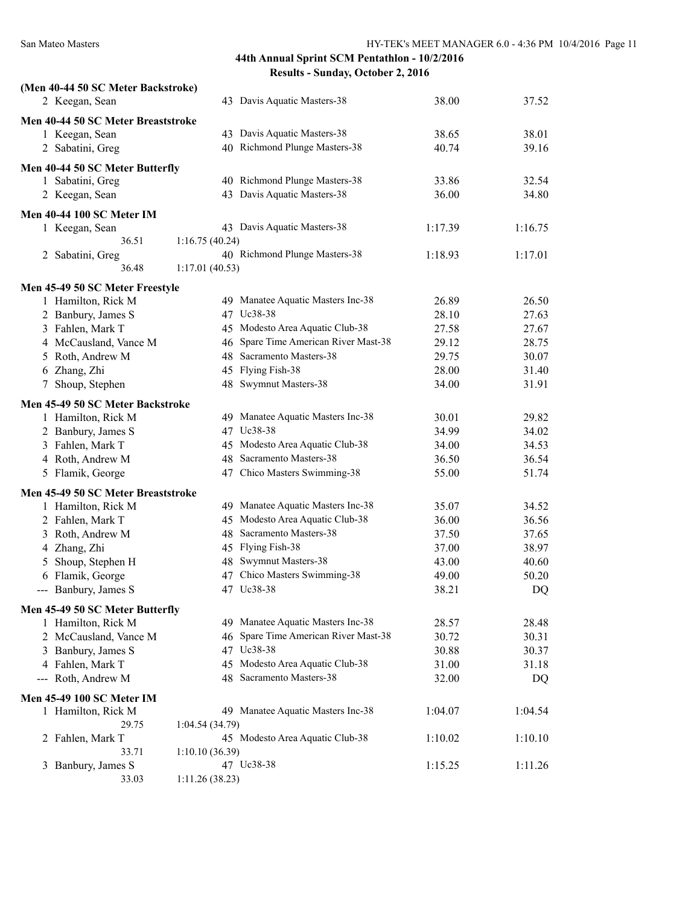## 44th Annual Sprint SCM Pentathlon - 10/2/2016

### Results - Sunday, October 2, 2016

**(Men 40-44 50 SC Meter Backstroke)**

| | Name | Age | Team | Seed Time | Finals Time |
|---|---|---|---|---|---|
| 2 | Keegan, Sean | 43 | Davis Aquatic Masters-38 | 38.00 | 37.52 |

**Men 40-44 50 SC Meter Breaststroke**

| | Name | Age | Team | Seed Time | Finals Time |
|---|---|---|---|---|---|
| 1 | Keegan, Sean | 43 | Davis Aquatic Masters-38 | 38.65 | 38.01 |
| 2 | Sabatini, Greg | 40 | Richmond Plunge Masters-38 | 40.74 | 39.16 |

**Men 40-44 50 SC Meter Butterfly**

| | Name | Age | Team | Seed Time | Finals Time |
|---|---|---|---|---|---|
| 1 | Sabatini, Greg | 40 | Richmond Plunge Masters-38 | 33.86 | 32.54 |
| 2 | Keegan, Sean | 43 | Davis Aquatic Masters-38 | 36.00 | 34.80 |

**Men 40-44 100 SC Meter IM**

| | Name | Age | Team | Seed Time | Finals Time |
|---|---|---|---|---|---|
| 1 | Keegan, Sean | 43 | Davis Aquatic Masters-38 | 1:17.39 | 1:16.75 |
| | 36.51 | 1:16.75 (40.24) | | | |
| 2 | Sabatini, Greg | 40 | Richmond Plunge Masters-38 | 1:18.93 | 1:17.01 |
| | 36.48 | 1:17.01 (40.53) | | | |

**Men 45-49 50 SC Meter Freestyle**

| | Name | Age | Team | Seed Time | Finals Time |
|---|---|---|---|---|---|
| 1 | Hamilton, Rick M | 49 | Manatee Aquatic Masters Inc-38 | 26.89 | 26.50 |
| 2 | Banbury, James S | 47 | Uc38-38 | 28.10 | 27.63 |
| 3 | Fahlen, Mark T | 45 | Modesto Area Aquatic Club-38 | 27.58 | 27.67 |
| 4 | McCausland, Vance M | 46 | Spare Time American River Mast-38 | 29.12 | 28.75 |
| 5 | Roth, Andrew M | 48 | Sacramento Masters-38 | 29.75 | 30.07 |
| 6 | Zhang, Zhi | 45 | Flying Fish-38 | 28.00 | 31.40 |
| 7 | Shoup, Stephen | 48 | Swymnut Masters-38 | 34.00 | 31.91 |

**Men 45-49 50 SC Meter Backstroke**

| | Name | Age | Team | Seed Time | Finals Time |
|---|---|---|---|---|---|
| 1 | Hamilton, Rick M | 49 | Manatee Aquatic Masters Inc-38 | 30.01 | 29.82 |
| 2 | Banbury, James S | 47 | Uc38-38 | 34.99 | 34.02 |
| 3 | Fahlen, Mark T | 45 | Modesto Area Aquatic Club-38 | 34.00 | 34.53 |
| 4 | Roth, Andrew M | 48 | Sacramento Masters-38 | 36.50 | 36.54 |
| 5 | Flamik, George | 47 | Chico Masters Swimming-38 | 55.00 | 51.74 |

**Men 45-49 50 SC Meter Breaststroke**

| | Name | Age | Team | Seed Time | Finals Time |
|---|---|---|---|---|---|
| 1 | Hamilton, Rick M | 49 | Manatee Aquatic Masters Inc-38 | 35.07 | 34.52 |
| 2 | Fahlen, Mark T | 45 | Modesto Area Aquatic Club-38 | 36.00 | 36.56 |
| 3 | Roth, Andrew M | 48 | Sacramento Masters-38 | 37.50 | 37.65 |
| 4 | Zhang, Zhi | 45 | Flying Fish-38 | 37.00 | 38.97 |
| 5 | Shoup, Stephen H | 48 | Swymnut Masters-38 | 43.00 | 40.60 |
| 6 | Flamik, George | 47 | Chico Masters Swimming-38 | 49.00 | 50.20 |
| --- | Banbury, James S | 47 | Uc38-38 | 38.21 | DQ |

**Men 45-49 50 SC Meter Butterfly**

| | Name | Age | Team | Seed Time | Finals Time |
|---|---|---|---|---|---|
| 1 | Hamilton, Rick M | 49 | Manatee Aquatic Masters Inc-38 | 28.57 | 28.48 |
| 2 | McCausland, Vance M | 46 | Spare Time American River Mast-38 | 30.72 | 30.31 |
| 3 | Banbury, James S | 47 | Uc38-38 | 30.88 | 30.37 |
| 4 | Fahlen, Mark T | 45 | Modesto Area Aquatic Club-38 | 31.00 | 31.18 |
| --- | Roth, Andrew M | 48 | Sacramento Masters-38 | 32.00 | DQ |

**Men 45-49 100 SC Meter IM**

| | Name | Age | Team | Seed Time | Finals Time |
|---|---|---|---|---|---|
| 1 | Hamilton, Rick M | 49 | Manatee Aquatic Masters Inc-38 | 1:04.07 | 1:04.54 |
| | 29.75 | 1:04.54 (34.79) | | | |
| 2 | Fahlen, Mark T | 45 | Modesto Area Aquatic Club-38 | 1:10.02 | 1:10.10 |
| | 33.71 | 1:10.10 (36.39) | | | |
| 3 | Banbury, James S | 47 | Uc38-38 | 1:15.25 | 1:11.26 |
| | 33.03 | 1:11.26 (38.23) | | | |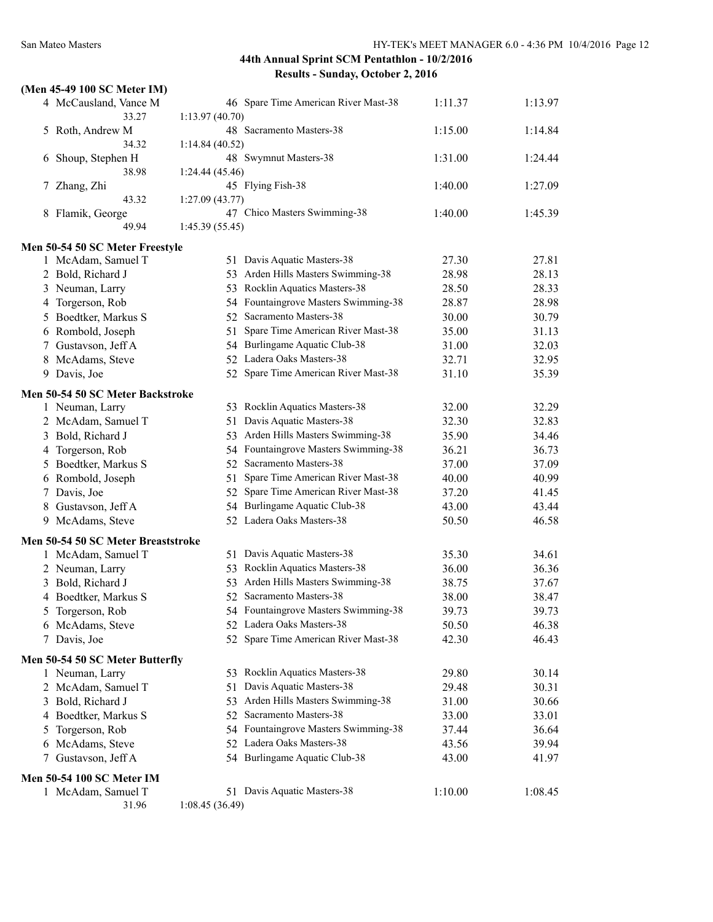## 44th Annual Sprint SCM Pentathlon - 10/2/2016

### Results - Sunday, October 2, 2016

**(Men 45-49 100 SC Meter IM)**

| Place | Name | Age | Team | Seed Time | Finals Time |
|---|---|---|---|---|---|
| 4 | McCausland, Vance M | 46 | Spare Time American River Mast-38 | 1:11.37 | 1:13.97 |
| | 33.27 1:13.97 (40.70) | | | | |
| 5 | Roth, Andrew M | 48 | Sacramento Masters-38 | 1:15.00 | 1:14.84 |
| | 34.32 1:14.84 (40.52) | | | | |
| 6 | Shoup, Stephen H | 48 | Swymnut Masters-38 | 1:31.00 | 1:24.44 |
| | 38.98 1:24.44 (45.46) | | | | |
| 7 | Zhang, Zhi | 45 | Flying Fish-38 | 1:40.00 | 1:27.09 |
| | 43.32 1:27.09 (43.77) | | | | |
| 8 | Flamik, George | 47 | Chico Masters Swimming-38 | 1:40.00 | 1:45.39 |
| | 49.94 1:45.39 (55.45) | | | | |

**Men 50-54 50 SC Meter Freestyle**

| Place | Name | Age | Team | Seed Time | Finals Time |
|---|---|---|---|---|---|
| 1 | McAdam, Samuel T | 51 | Davis Aquatic Masters-38 | 27.30 | 27.81 |
| 2 | Bold, Richard J | 53 | Arden Hills Masters Swimming-38 | 28.98 | 28.13 |
| 3 | Neuman, Larry | 53 | Rocklin Aquatics Masters-38 | 28.50 | 28.33 |
| 4 | Torgerson, Rob | 54 | Fountaingrove Masters Swimming-38 | 28.87 | 28.98 |
| 5 | Boedtker, Markus S | 52 | Sacramento Masters-38 | 30.00 | 30.79 |
| 6 | Rombold, Joseph | 51 | Spare Time American River Mast-38 | 35.00 | 31.13 |
| 7 | Gustavson, Jeff A | 54 | Burlingame Aquatic Club-38 | 31.00 | 32.03 |
| 8 | McAdams, Steve | 52 | Ladera Oaks Masters-38 | 32.71 | 32.95 |
| 9 | Davis, Joe | 52 | Spare Time American River Mast-38 | 31.10 | 35.39 |

**Men 50-54 50 SC Meter Backstroke**

| Place | Name | Age | Team | Seed Time | Finals Time |
|---|---|---|---|---|---|
| 1 | Neuman, Larry | 53 | Rocklin Aquatics Masters-38 | 32.00 | 32.29 |
| 2 | McAdam, Samuel T | 51 | Davis Aquatic Masters-38 | 32.30 | 32.83 |
| 3 | Bold, Richard J | 53 | Arden Hills Masters Swimming-38 | 35.90 | 34.46 |
| 4 | Torgerson, Rob | 54 | Fountaingrove Masters Swimming-38 | 36.21 | 36.73 |
| 5 | Boedtker, Markus S | 52 | Sacramento Masters-38 | 37.00 | 37.09 |
| 6 | Rombold, Joseph | 51 | Spare Time American River Mast-38 | 40.00 | 40.99 |
| 7 | Davis, Joe | 52 | Spare Time American River Mast-38 | 37.20 | 41.45 |
| 8 | Gustavson, Jeff A | 54 | Burlingame Aquatic Club-38 | 43.00 | 43.44 |
| 9 | McAdams, Steve | 52 | Ladera Oaks Masters-38 | 50.50 | 46.58 |

**Men 50-54 50 SC Meter Breaststroke**

| Place | Name | Age | Team | Seed Time | Finals Time |
|---|---|---|---|---|---|
| 1 | McAdam, Samuel T | 51 | Davis Aquatic Masters-38 | 35.30 | 34.61 |
| 2 | Neuman, Larry | 53 | Rocklin Aquatics Masters-38 | 36.00 | 36.36 |
| 3 | Bold, Richard J | 53 | Arden Hills Masters Swimming-38 | 38.75 | 37.67 |
| 4 | Boedtker, Markus S | 52 | Sacramento Masters-38 | 38.00 | 38.47 |
| 5 | Torgerson, Rob | 54 | Fountaingrove Masters Swimming-38 | 39.73 | 39.73 |
| 6 | McAdams, Steve | 52 | Ladera Oaks Masters-38 | 50.50 | 46.38 |
| 7 | Davis, Joe | 52 | Spare Time American River Mast-38 | 42.30 | 46.43 |

**Men 50-54 50 SC Meter Butterfly**

| Place | Name | Age | Team | Seed Time | Finals Time |
|---|---|---|---|---|---|
| 1 | Neuman, Larry | 53 | Rocklin Aquatics Masters-38 | 29.80 | 30.14 |
| 2 | McAdam, Samuel T | 51 | Davis Aquatic Masters-38 | 29.48 | 30.31 |
| 3 | Bold, Richard J | 53 | Arden Hills Masters Swimming-38 | 31.00 | 30.66 |
| 4 | Boedtker, Markus S | 52 | Sacramento Masters-38 | 33.00 | 33.01 |
| 5 | Torgerson, Rob | 54 | Fountaingrove Masters Swimming-38 | 37.44 | 36.64 |
| 6 | McAdams, Steve | 52 | Ladera Oaks Masters-38 | 43.56 | 39.94 |
| 7 | Gustavson, Jeff A | 54 | Burlingame Aquatic Club-38 | 43.00 | 41.97 |

**Men 50-54 100 SC Meter IM**

| Place | Name | Age | Team | Seed Time | Finals Time |
|---|---|---|---|---|---|
| 1 | McAdam, Samuel T | 51 | Davis Aquatic Masters-38 | 1:10.00 | 1:08.45 |
| | 31.96 1:08.45 (36.49) | | | | |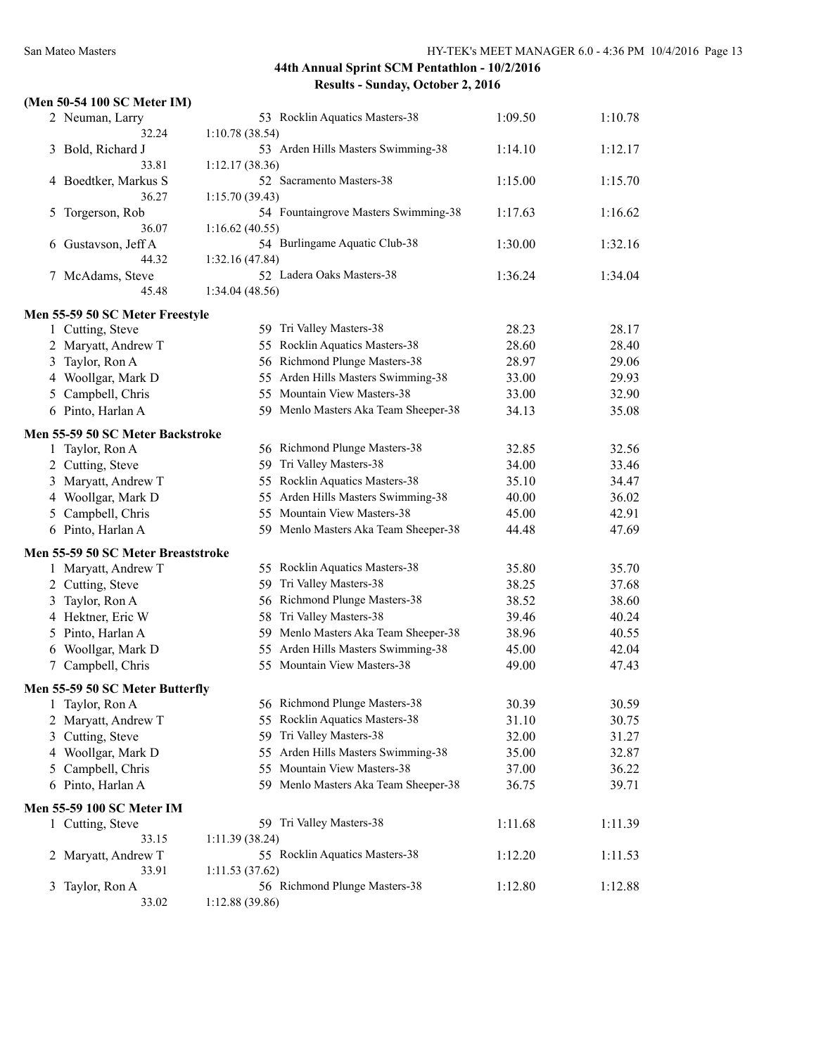## 44th Annual Sprint SCM Pentathlon - 10/2/2016

## Results - Sunday, October 2, 2016

### (Men 50-54 100 SC Meter IM)

| Place | Name | Age | Team | Seed Time | Finals Time |
|---|---|---|---|---|---|
| 2 | Neuman, Larry | 53 | Rocklin Aquatics Masters-38 | 1:09.50 | 1:10.78 |
| | 32.24 | 1:10.78 (38.54) | | | |
| 3 | Bold, Richard J | 53 | Arden Hills Masters Swimming-38 | 1:14.10 | 1:12.17 |
| | 33.81 | 1:12.17 (38.36) | | | |
| 4 | Boedtker, Markus S | 52 | Sacramento Masters-38 | 1:15.00 | 1:15.70 |
| | 36.27 | 1:15.70 (39.43) | | | |
| 5 | Torgerson, Rob | 54 | Fountaingrove Masters Swimming-38 | 1:17.63 | 1:16.62 |
| | 36.07 | 1:16.62 (40.55) | | | |
| 6 | Gustavson, Jeff A | 54 | Burlingame Aquatic Club-38 | 1:30.00 | 1:32.16 |
| | 44.32 | 1:32.16 (47.84) | | | |
| 7 | McAdams, Steve | 52 | Ladera Oaks Masters-38 | 1:36.24 | 1:34.04 |
| | 45.48 | 1:34.04 (48.56) | | | |

### Men 55-59 50 SC Meter Freestyle

| Place | Name | Age | Team | Seed Time | Finals Time |
|---|---|---|---|---|---|
| 1 | Cutting, Steve | 59 | Tri Valley Masters-38 | 28.23 | 28.17 |
| 2 | Maryatt, Andrew T | 55 | Rocklin Aquatics Masters-38 | 28.60 | 28.40 |
| 3 | Taylor, Ron A | 56 | Richmond Plunge Masters-38 | 28.97 | 29.06 |
| 4 | Woollgar, Mark D | 55 | Arden Hills Masters Swimming-38 | 33.00 | 29.93 |
| 5 | Campbell, Chris | 55 | Mountain View Masters-38 | 33.00 | 32.90 |
| 6 | Pinto, Harlan A | 59 | Menlo Masters Aka Team Sheeper-38 | 34.13 | 35.08 |

### Men 55-59 50 SC Meter Backstroke

| Place | Name | Age | Team | Seed Time | Finals Time |
|---|---|---|---|---|---|
| 1 | Taylor, Ron A | 56 | Richmond Plunge Masters-38 | 32.85 | 32.56 |
| 2 | Cutting, Steve | 59 | Tri Valley Masters-38 | 34.00 | 33.46 |
| 3 | Maryatt, Andrew T | 55 | Rocklin Aquatics Masters-38 | 35.10 | 34.47 |
| 4 | Woollgar, Mark D | 55 | Arden Hills Masters Swimming-38 | 40.00 | 36.02 |
| 5 | Campbell, Chris | 55 | Mountain View Masters-38 | 45.00 | 42.91 |
| 6 | Pinto, Harlan A | 59 | Menlo Masters Aka Team Sheeper-38 | 44.48 | 47.69 |

### Men 55-59 50 SC Meter Breaststroke

| Place | Name | Age | Team | Seed Time | Finals Time |
|---|---|---|---|---|---|
| 1 | Maryatt, Andrew T | 55 | Rocklin Aquatics Masters-38 | 35.80 | 35.70 |
| 2 | Cutting, Steve | 59 | Tri Valley Masters-38 | 38.25 | 37.68 |
| 3 | Taylor, Ron A | 56 | Richmond Plunge Masters-38 | 38.52 | 38.60 |
| 4 | Hektner, Eric W | 58 | Tri Valley Masters-38 | 39.46 | 40.24 |
| 5 | Pinto, Harlan A | 59 | Menlo Masters Aka Team Sheeper-38 | 38.96 | 40.55 |
| 6 | Woollgar, Mark D | 55 | Arden Hills Masters Swimming-38 | 45.00 | 42.04 |
| 7 | Campbell, Chris | 55 | Mountain View Masters-38 | 49.00 | 47.43 |

### Men 55-59 50 SC Meter Butterfly

| Place | Name | Age | Team | Seed Time | Finals Time |
|---|---|---|---|---|---|
| 1 | Taylor, Ron A | 56 | Richmond Plunge Masters-38 | 30.39 | 30.59 |
| 2 | Maryatt, Andrew T | 55 | Rocklin Aquatics Masters-38 | 31.10 | 30.75 |
| 3 | Cutting, Steve | 59 | Tri Valley Masters-38 | 32.00 | 31.27 |
| 4 | Woollgar, Mark D | 55 | Arden Hills Masters Swimming-38 | 35.00 | 32.87 |
| 5 | Campbell, Chris | 55 | Mountain View Masters-38 | 37.00 | 36.22 |
| 6 | Pinto, Harlan A | 59 | Menlo Masters Aka Team Sheeper-38 | 36.75 | 39.71 |

### Men 55-59 100 SC Meter IM

| Place | Name | Age | Team | Seed Time | Finals Time |
|---|---|---|---|---|---|
| 1 | Cutting, Steve | 59 | Tri Valley Masters-38 | 1:11.68 | 1:11.39 |
| | 33.15 | 1:11.39 (38.24) | | | |
| 2 | Maryatt, Andrew T | 55 | Rocklin Aquatics Masters-38 | 1:12.20 | 1:11.53 |
| | 33.91 | 1:11.53 (37.62) | | | |
| 3 | Taylor, Ron A | 56 | Richmond Plunge Masters-38 | 1:12.80 | 1:12.88 |
| | 33.02 | 1:12.88 (39.86) | | | |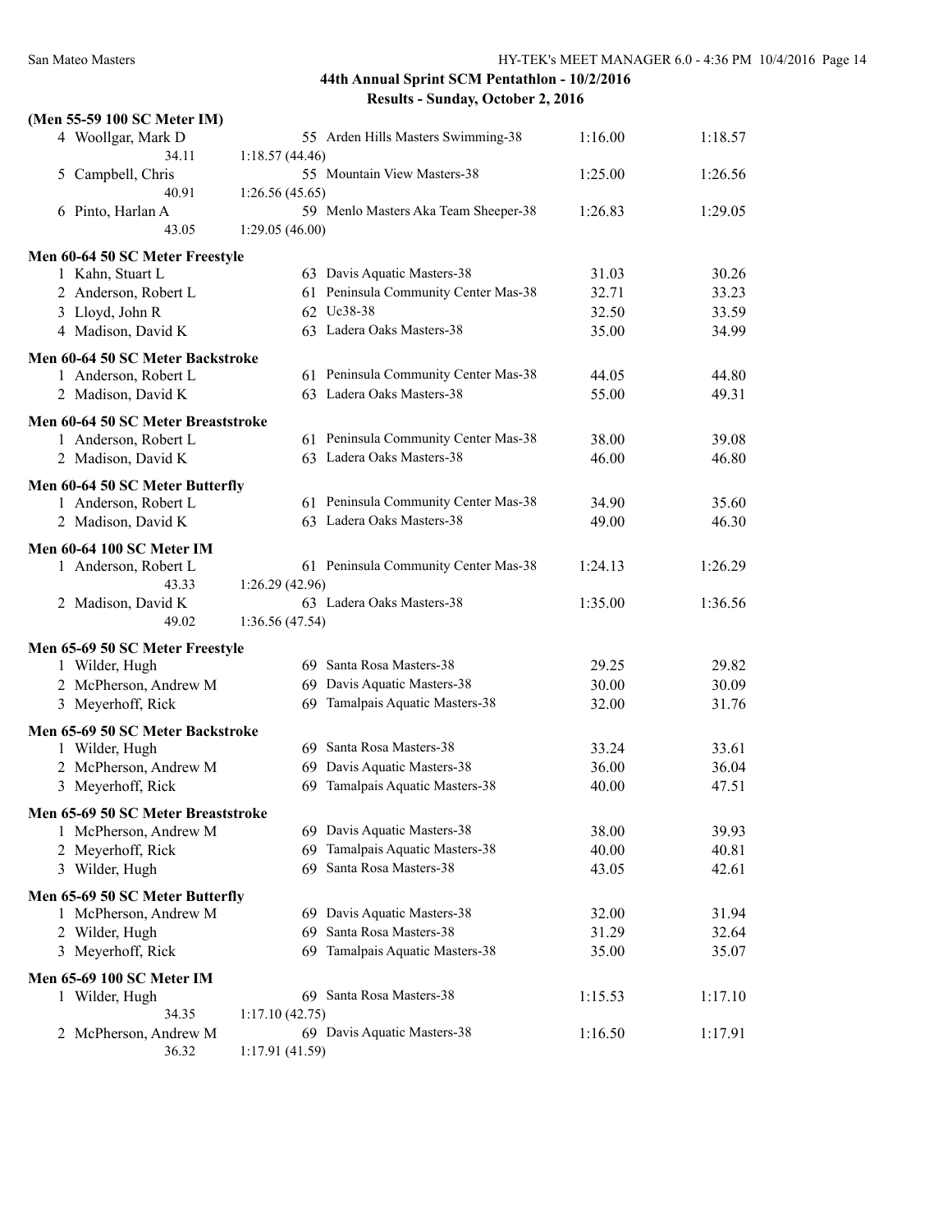## 44th Annual Sprint SCM Pentathlon - 10/2/2016

### Results - Sunday, October 2, 2016

**(Men 55-59 100 SC Meter IM)**

| | Name | Age | Team | Seed Time | Finals Time |
|---|---|---|---|---|---|
| 4 | Woollgar, Mark D | 55 | Arden Hills Masters Swimming-38 | 1:16.00 | 1:18.57 |
| | 34.11 | 1:18.57 (44.46) | | | |
| 5 | Campbell, Chris | 55 | Mountain View Masters-38 | 1:25.00 | 1:26.56 |
| | 40.91 | 1:26.56 (45.65) | | | |
| 6 | Pinto, Harlan A | 59 | Menlo Masters Aka Team Sheeper-38 | 1:26.83 | 1:29.05 |
| | 43.05 | 1:29.05 (46.00) | | | |

**Men 60-64 50 SC Meter Freestyle**

| | Name | Age | Team | Seed Time | Finals Time |
|---|---|---|---|---|---|
| 1 | Kahn, Stuart L | 63 | Davis Aquatic Masters-38 | 31.03 | 30.26 |
| 2 | Anderson, Robert L | 61 | Peninsula Community Center Mas-38 | 32.71 | 33.23 |
| 3 | Lloyd, John R | 62 | Uc38-38 | 32.50 | 33.59 |
| 4 | Madison, David K | 63 | Ladera Oaks Masters-38 | 35.00 | 34.99 |

**Men 60-64 50 SC Meter Backstroke**

| | Name | Age | Team | Seed Time | Finals Time |
|---|---|---|---|---|---|
| 1 | Anderson, Robert L | 61 | Peninsula Community Center Mas-38 | 44.05 | 44.80 |
| 2 | Madison, David K | 63 | Ladera Oaks Masters-38 | 55.00 | 49.31 |

**Men 60-64 50 SC Meter Breaststroke**

| | Name | Age | Team | Seed Time | Finals Time |
|---|---|---|---|---|---|
| 1 | Anderson, Robert L | 61 | Peninsula Community Center Mas-38 | 38.00 | 39.08 |
| 2 | Madison, David K | 63 | Ladera Oaks Masters-38 | 46.00 | 46.80 |

**Men 60-64 50 SC Meter Butterfly**

| | Name | Age | Team | Seed Time | Finals Time |
|---|---|---|---|---|---|
| 1 | Anderson, Robert L | 61 | Peninsula Community Center Mas-38 | 34.90 | 35.60 |
| 2 | Madison, David K | 63 | Ladera Oaks Masters-38 | 49.00 | 46.30 |

**Men 60-64 100 SC Meter IM**

| | Name | Age | Team | Seed Time | Finals Time |
|---|---|---|---|---|---|
| 1 | Anderson, Robert L | 61 | Peninsula Community Center Mas-38 | 1:24.13 | 1:26.29 |
| | 43.33 | 1:26.29 (42.96) | | | |
| 2 | Madison, David K | 63 | Ladera Oaks Masters-38 | 1:35.00 | 1:36.56 |
| | 49.02 | 1:36.56 (47.54) | | | |

**Men 65-69 50 SC Meter Freestyle**

| | Name | Age | Team | Seed Time | Finals Time |
|---|---|---|---|---|---|
| 1 | Wilder, Hugh | 69 | Santa Rosa Masters-38 | 29.25 | 29.82 |
| 2 | McPherson, Andrew M | 69 | Davis Aquatic Masters-38 | 30.00 | 30.09 |
| 3 | Meyerhoff, Rick | 69 | Tamalpais Aquatic Masters-38 | 32.00 | 31.76 |

**Men 65-69 50 SC Meter Backstroke**

| | Name | Age | Team | Seed Time | Finals Time |
|---|---|---|---|---|---|
| 1 | Wilder, Hugh | 69 | Santa Rosa Masters-38 | 33.24 | 33.61 |
| 2 | McPherson, Andrew M | 69 | Davis Aquatic Masters-38 | 36.00 | 36.04 |
| 3 | Meyerhoff, Rick | 69 | Tamalpais Aquatic Masters-38 | 40.00 | 47.51 |

**Men 65-69 50 SC Meter Breaststroke**

| | Name | Age | Team | Seed Time | Finals Time |
|---|---|---|---|---|---|
| 1 | McPherson, Andrew M | 69 | Davis Aquatic Masters-38 | 38.00 | 39.93 |
| 2 | Meyerhoff, Rick | 69 | Tamalpais Aquatic Masters-38 | 40.00 | 40.81 |
| 3 | Wilder, Hugh | 69 | Santa Rosa Masters-38 | 43.05 | 42.61 |

**Men 65-69 50 SC Meter Butterfly**

| | Name | Age | Team | Seed Time | Finals Time |
|---|---|---|---|---|---|
| 1 | McPherson, Andrew M | 69 | Davis Aquatic Masters-38 | 32.00 | 31.94 |
| 2 | Wilder, Hugh | 69 | Santa Rosa Masters-38 | 31.29 | 32.64 |
| 3 | Meyerhoff, Rick | 69 | Tamalpais Aquatic Masters-38 | 35.00 | 35.07 |

**Men 65-69 100 SC Meter IM**

| | Name | Age | Team | Seed Time | Finals Time |
|---|---|---|---|---|---|
| 1 | Wilder, Hugh | 69 | Santa Rosa Masters-38 | 1:15.53 | 1:17.10 |
| | 34.35 | 1:17.10 (42.75) | | | |
| 2 | McPherson, Andrew M | 69 | Davis Aquatic Masters-38 | 1:16.50 | 1:17.91 |
| | 36.32 | 1:17.91 (41.59) | | | |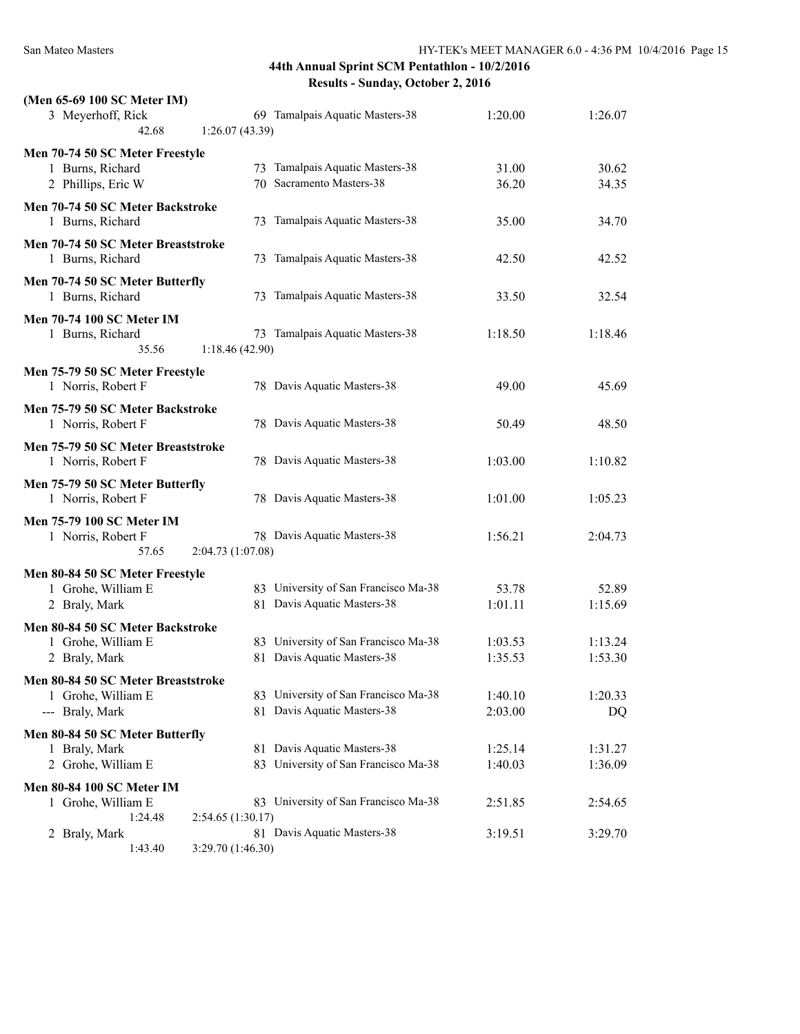## 44th Annual Sprint SCM Pentathlon - 10/2/2016

### Results - Sunday, October 2, 2016

**(Men 65-69 100 SC Meter IM)**

| Place | Name | Age | Team | Seed Time | Finals Time |
|---|---|---|---|---|---|
| 3 | Meyerhoff, Rick | 69 | Tamalpais Aquatic Masters-38 | 1:20.00 | 1:26.07 |
| | 42.68 | 1:26.07 (43.39) | | | |

**Men 70-74 50 SC Meter Freestyle**

| Place | Name | Age | Team | Seed Time | Finals Time |
|---|---|---|---|---|---|
| 1 | Burns, Richard | 73 | Tamalpais Aquatic Masters-38 | 31.00 | 30.62 |
| 2 | Phillips, Eric W | 70 | Sacramento Masters-38 | 36.20 | 34.35 |

**Men 70-74 50 SC Meter Backstroke**

| Place | Name | Age | Team | Seed Time | Finals Time |
|---|---|---|---|---|---|
| 1 | Burns, Richard | 73 | Tamalpais Aquatic Masters-38 | 35.00 | 34.70 |

**Men 70-74 50 SC Meter Breaststroke**

| Place | Name | Age | Team | Seed Time | Finals Time |
|---|---|---|---|---|---|
| 1 | Burns, Richard | 73 | Tamalpais Aquatic Masters-38 | 42.50 | 42.52 |

**Men 70-74 50 SC Meter Butterfly**

| Place | Name | Age | Team | Seed Time | Finals Time |
|---|---|---|---|---|---|
| 1 | Burns, Richard | 73 | Tamalpais Aquatic Masters-38 | 33.50 | 32.54 |

**Men 70-74 100 SC Meter IM**

| Place | Name | Age | Team | Seed Time | Finals Time |
|---|---|---|---|---|---|
| 1 | Burns, Richard | 73 | Tamalpais Aquatic Masters-38 | 1:18.50 | 1:18.46 |
| | 35.56 | 1:18.46 (42.90) | | | |

**Men 75-79 50 SC Meter Freestyle**

| Place | Name | Age | Team | Seed Time | Finals Time |
|---|---|---|---|---|---|
| 1 | Norris, Robert F | 78 | Davis Aquatic Masters-38 | 49.00 | 45.69 |

**Men 75-79 50 SC Meter Backstroke**

| Place | Name | Age | Team | Seed Time | Finals Time |
|---|---|---|---|---|---|
| 1 | Norris, Robert F | 78 | Davis Aquatic Masters-38 | 50.49 | 48.50 |

**Men 75-79 50 SC Meter Breaststroke**

| Place | Name | Age | Team | Seed Time | Finals Time |
|---|---|---|---|---|---|
| 1 | Norris, Robert F | 78 | Davis Aquatic Masters-38 | 1:03.00 | 1:10.82 |

**Men 75-79 50 SC Meter Butterfly**

| Place | Name | Age | Team | Seed Time | Finals Time |
|---|---|---|---|---|---|
| 1 | Norris, Robert F | 78 | Davis Aquatic Masters-38 | 1:01.00 | 1:05.23 |

**Men 75-79 100 SC Meter IM**

| Place | Name | Age | Team | Seed Time | Finals Time |
|---|---|---|---|---|---|
| 1 | Norris, Robert F | 78 | Davis Aquatic Masters-38 | 1:56.21 | 2:04.73 |
| | 57.65 | 2:04.73 (1:07.08) | | | |

**Men 80-84 50 SC Meter Freestyle**

| Place | Name | Age | Team | Seed Time | Finals Time |
|---|---|---|---|---|---|
| 1 | Grohe, William E | 83 | University of San Francisco Ma-38 | 53.78 | 52.89 |
| 2 | Braly, Mark | 81 | Davis Aquatic Masters-38 | 1:01.11 | 1:15.69 |

**Men 80-84 50 SC Meter Backstroke**

| Place | Name | Age | Team | Seed Time | Finals Time |
|---|---|---|---|---|---|
| 1 | Grohe, William E | 83 | University of San Francisco Ma-38 | 1:03.53 | 1:13.24 |
| 2 | Braly, Mark | 81 | Davis Aquatic Masters-38 | 1:35.53 | 1:53.30 |

**Men 80-84 50 SC Meter Breaststroke**

| Place | Name | Age | Team | Seed Time | Finals Time |
|---|---|---|---|---|---|
| 1 | Grohe, William E | 83 | University of San Francisco Ma-38 | 1:40.10 | 1:20.33 |
| --- | Braly, Mark | 81 | Davis Aquatic Masters-38 | 2:03.00 | DQ |

**Men 80-84 50 SC Meter Butterfly**

| Place | Name | Age | Team | Seed Time | Finals Time |
|---|---|---|---|---|---|
| 1 | Braly, Mark | 81 | Davis Aquatic Masters-38 | 1:25.14 | 1:31.27 |
| 2 | Grohe, William E | 83 | University of San Francisco Ma-38 | 1:40.03 | 1:36.09 |

**Men 80-84 100 SC Meter IM**

| Place | Name | Age | Team | Seed Time | Finals Time |
|---|---|---|---|---|---|
| 1 | Grohe, William E | 83 | University of San Francisco Ma-38 | 2:51.85 | 2:54.65 |
| | 1:24.48 | 2:54.65 (1:30.17) | | | |
| 2 | Braly, Mark | 81 | Davis Aquatic Masters-38 | 3:19.51 | 3:29.70 |
| | 1:43.40 | 3:29.70 (1:46.30) | | | |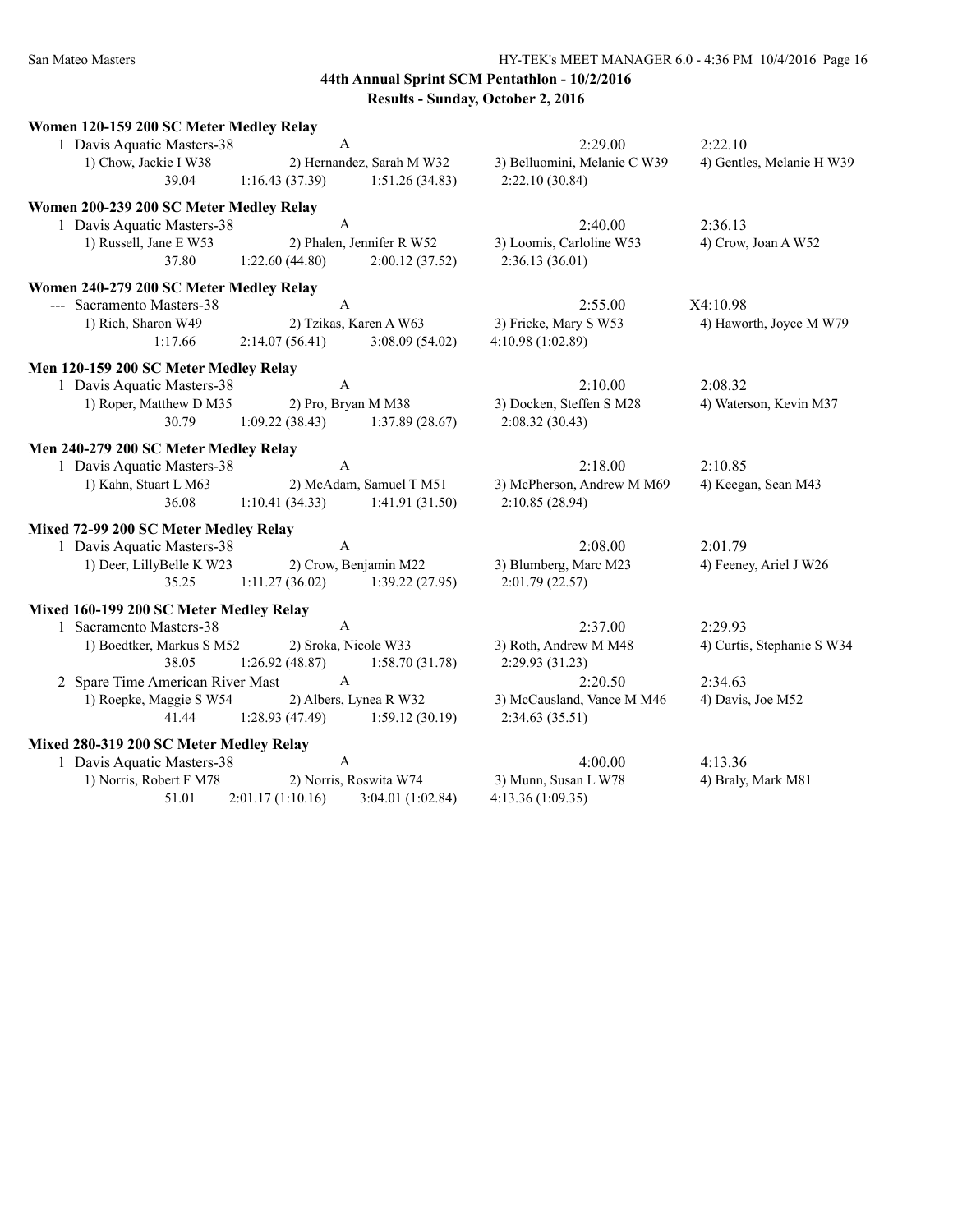## 44th Annual Sprint SCM Pentathlon - 10/2/2016

### Results - Sunday, October 2, 2016

**Women 120-159 200 SC Meter Medley Relay**

1 Davis Aquatic Masters-38 A 2:29.00 2:22.10
1) Chow, Jackie I W38 2) Hernandez, Sarah M W32 3) Belluomini, Melanie C W39 4) Gentles, Melanie H W39
39.04 1:16.43 (37.39) 1:51.26 (34.83) 2:22.10 (30.84)

**Women 200-239 200 SC Meter Medley Relay**

1 Davis Aquatic Masters-38 A 2:40.00 2:36.13
1) Russell, Jane E W53 2) Phalen, Jennifer R W52 3) Loomis, Carloline W53 4) Crow, Joan A W52
37.80 1:22.60 (44.80) 2:00.12 (37.52) 2:36.13 (36.01)

**Women 240-279 200 SC Meter Medley Relay**

--- Sacramento Masters-38 A 2:55.00 X4:10.98
1) Rich, Sharon W49 2) Tzikas, Karen A W63 3) Fricke, Mary S W53 4) Haworth, Joyce M W79
1:17.66 2:14.07 (56.41) 3:08.09 (54.02) 4:10.98 (1:02.89)

**Men 120-159 200 SC Meter Medley Relay**

1 Davis Aquatic Masters-38 A 2:10.00 2:08.32
1) Roper, Matthew D M35 2) Pro, Bryan M M38 3) Docken, Steffen S M28 4) Waterson, Kevin M37
30.79 1:09.22 (38.43) 1:37.89 (28.67) 2:08.32 (30.43)

**Men 240-279 200 SC Meter Medley Relay**

1 Davis Aquatic Masters-38 A 2:18.00 2:10.85
1) Kahn, Stuart L M63 2) McAdam, Samuel T M51 3) McPherson, Andrew M M69 4) Keegan, Sean M43
36.08 1:10.41 (34.33) 1:41.91 (31.50) 2:10.85 (28.94)

**Mixed 72-99 200 SC Meter Medley Relay**

1 Davis Aquatic Masters-38 A 2:08.00 2:01.79
1) Deer, LillyBelle K W23 2) Crow, Benjamin M22 3) Blumberg, Marc M23 4) Feeney, Ariel J W26
35.25 1:11.27 (36.02) 1:39.22 (27.95) 2:01.79 (22.57)

**Mixed 160-199 200 SC Meter Medley Relay**

1 Sacramento Masters-38 A 2:37.00 2:29.93
1) Boedtker, Markus S M52 2) Sroka, Nicole W33 3) Roth, Andrew M M48 4) Curtis, Stephanie S W34
38.05 1:26.92 (48.87) 1:58.70 (31.78) 2:29.93 (31.23)

2 Spare Time American River Mast A 2:20.50 2:34.63
1) Roepke, Maggie S W54 2) Albers, Lynea R W32 3) McCausland, Vance M M46 4) Davis, Joe M52
41.44 1:28.93 (47.49) 1:59.12 (30.19) 2:34.63 (35.51)

**Mixed 280-319 200 SC Meter Medley Relay**

1 Davis Aquatic Masters-38 A 4:00.00 4:13.36
1) Norris, Robert F M78 2) Norris, Roswita W74 3) Munn, Susan L W78 4) Braly, Mark M81
51.01 2:01.17 (1:10.16) 3:04.01 (1:02.84) 4:13.36 (1:09.35)